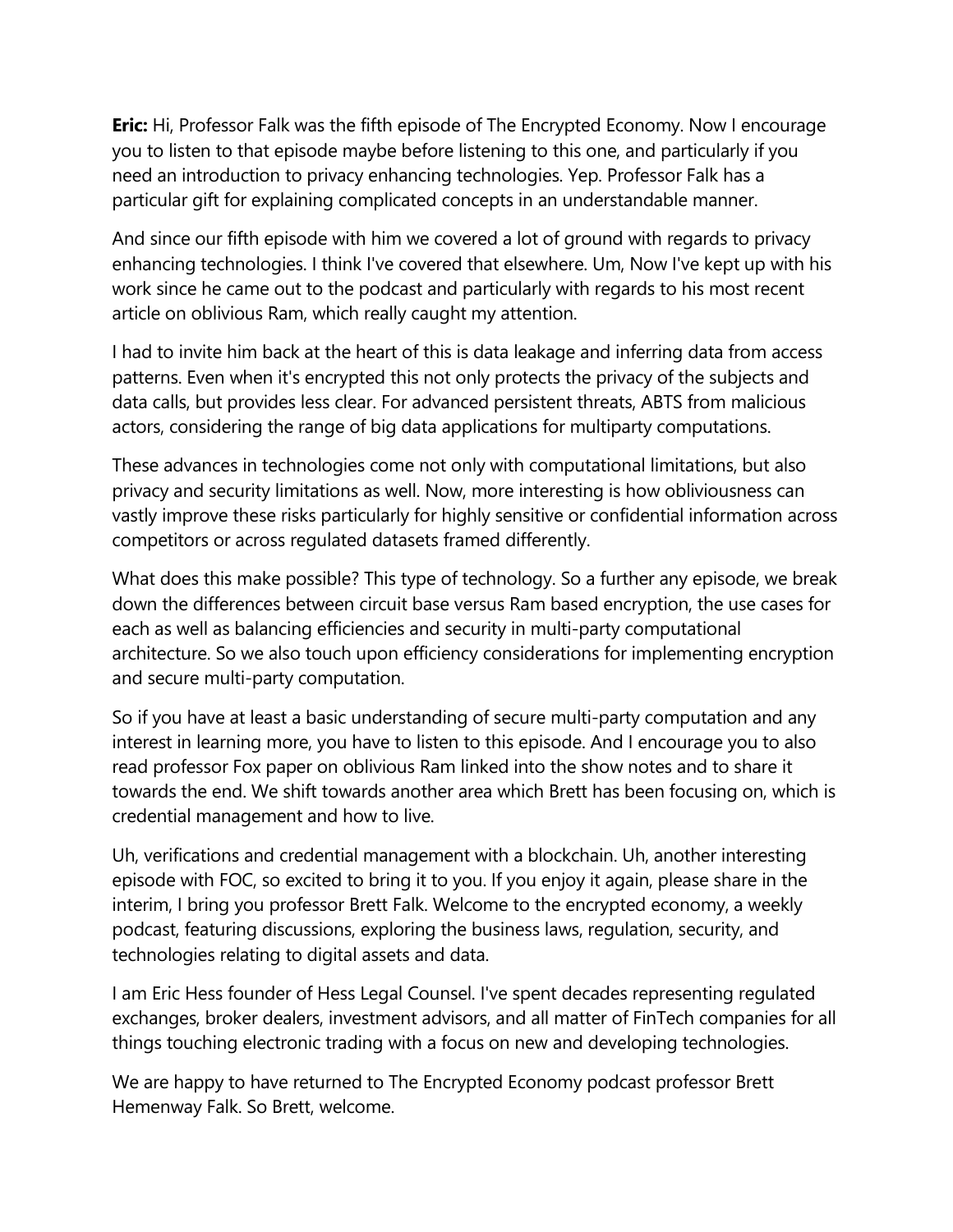**Eric:** Hi, Professor Falk was the fifth episode of The Encrypted Economy. Now I encourage you to listen to that episode maybe before listening to this one, and particularly if you need an introduction to privacy enhancing technologies. Yep. Professor Falk has a particular gift for explaining complicated concepts in an understandable manner.

And since our fifth episode with him we covered a lot of ground with regards to privacy enhancing technologies. I think I've covered that elsewhere. Um, Now I've kept up with his work since he came out to the podcast and particularly with regards to his most recent article on oblivious Ram, which really caught my attention.

I had to invite him back at the heart of this is data leakage and inferring data from access patterns. Even when it's encrypted this not only protects the privacy of the subjects and data calls, but provides less clear. For advanced persistent threats, ABTS from malicious actors, considering the range of big data applications for multiparty computations.

These advances in technologies come not only with computational limitations, but also privacy and security limitations as well. Now, more interesting is how obliviousness can vastly improve these risks particularly for highly sensitive or confidential information across competitors or across regulated datasets framed differently.

What does this make possible? This type of technology. So a further any episode, we break down the differences between circuit base versus Ram based encryption, the use cases for each as well as balancing efficiencies and security in multi-party computational architecture. So we also touch upon efficiency considerations for implementing encryption and secure multi-party computation.

So if you have at least a basic understanding of secure multi-party computation and any interest in learning more, you have to listen to this episode. And I encourage you to also read professor Fox paper on oblivious Ram linked into the show notes and to share it towards the end. We shift towards another area which Brett has been focusing on, which is credential management and how to live.

Uh, verifications and credential management with a blockchain. Uh, another interesting episode with FOC, so excited to bring it to you. If you enjoy it again, please share in the interim, I bring you professor Brett Falk. Welcome to the encrypted economy, a weekly podcast, featuring discussions, exploring the business laws, regulation, security, and technologies relating to digital assets and data.

I am Eric Hess founder of Hess Legal Counsel. I've spent decades representing regulated exchanges, broker dealers, investment advisors, and all matter of FinTech companies for all things touching electronic trading with a focus on new and developing technologies.

We are happy to have returned to The Encrypted Economy podcast professor Brett Hemenway Falk. So Brett, welcome.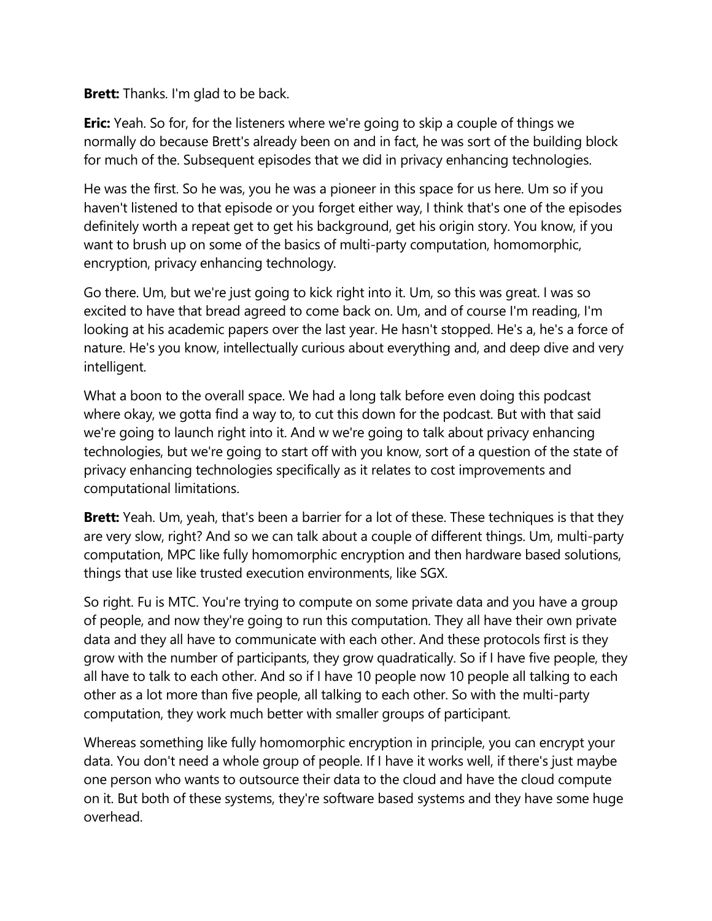**Brett:** Thanks. I'm glad to be back.

**Eric:** Yeah. So for, for the listeners where we're going to skip a couple of things we normally do because Brett's already been on and in fact, he was sort of the building block for much of the. Subsequent episodes that we did in privacy enhancing technologies.

He was the first. So he was, you he was a pioneer in this space for us here. Um so if you haven't listened to that episode or you forget either way, I think that's one of the episodes definitely worth a repeat get to get his background, get his origin story. You know, if you want to brush up on some of the basics of multi-party computation, homomorphic, encryption, privacy enhancing technology.

Go there. Um, but we're just going to kick right into it. Um, so this was great. I was so excited to have that bread agreed to come back on. Um, and of course I'm reading, I'm looking at his academic papers over the last year. He hasn't stopped. He's a, he's a force of nature. He's you know, intellectually curious about everything and, and deep dive and very intelligent.

What a boon to the overall space. We had a long talk before even doing this podcast where okay, we gotta find a way to, to cut this down for the podcast. But with that said we're going to launch right into it. And w we're going to talk about privacy enhancing technologies, but we're going to start off with you know, sort of a question of the state of privacy enhancing technologies specifically as it relates to cost improvements and computational limitations.

**Brett:** Yeah. Um, yeah, that's been a barrier for a lot of these. These techniques is that they are very slow, right? And so we can talk about a couple of different things. Um, multi-party computation, MPC like fully homomorphic encryption and then hardware based solutions, things that use like trusted execution environments, like SGX.

So right. Fu is MTC. You're trying to compute on some private data and you have a group of people, and now they're going to run this computation. They all have their own private data and they all have to communicate with each other. And these protocols first is they grow with the number of participants, they grow quadratically. So if I have five people, they all have to talk to each other. And so if I have 10 people now 10 people all talking to each other as a lot more than five people, all talking to each other. So with the multi-party computation, they work much better with smaller groups of participant.

Whereas something like fully homomorphic encryption in principle, you can encrypt your data. You don't need a whole group of people. If I have it works well, if there's just maybe one person who wants to outsource their data to the cloud and have the cloud compute on it. But both of these systems, they're software based systems and they have some huge overhead.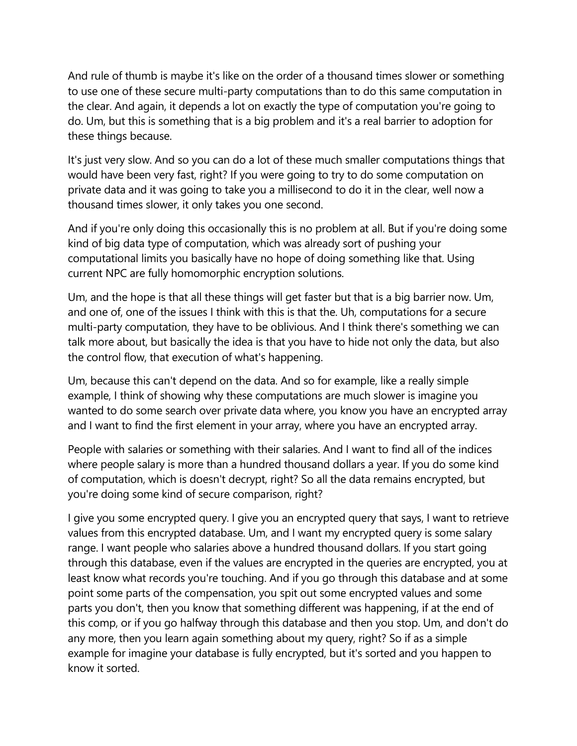And rule of thumb is maybe it's like on the order of a thousand times slower or something to use one of these secure multi-party computations than to do this same computation in the clear. And again, it depends a lot on exactly the type of computation you're going to do. Um, but this is something that is a big problem and it's a real barrier to adoption for these things because.

It's just very slow. And so you can do a lot of these much smaller computations things that would have been very fast, right? If you were going to try to do some computation on private data and it was going to take you a millisecond to do it in the clear, well now a thousand times slower, it only takes you one second.

And if you're only doing this occasionally this is no problem at all. But if you're doing some kind of big data type of computation, which was already sort of pushing your computational limits you basically have no hope of doing something like that. Using current NPC are fully homomorphic encryption solutions.

Um, and the hope is that all these things will get faster but that is a big barrier now. Um, and one of, one of the issues I think with this is that the. Uh, computations for a secure multi-party computation, they have to be oblivious. And I think there's something we can talk more about, but basically the idea is that you have to hide not only the data, but also the control flow, that execution of what's happening.

Um, because this can't depend on the data. And so for example, like a really simple example, I think of showing why these computations are much slower is imagine you wanted to do some search over private data where, you know you have an encrypted array and I want to find the first element in your array, where you have an encrypted array.

People with salaries or something with their salaries. And I want to find all of the indices where people salary is more than a hundred thousand dollars a year. If you do some kind of computation, which is doesn't decrypt, right? So all the data remains encrypted, but you're doing some kind of secure comparison, right?

I give you some encrypted query. I give you an encrypted query that says, I want to retrieve values from this encrypted database. Um, and I want my encrypted query is some salary range. I want people who salaries above a hundred thousand dollars. If you start going through this database, even if the values are encrypted in the queries are encrypted, you at least know what records you're touching. And if you go through this database and at some point some parts of the compensation, you spit out some encrypted values and some parts you don't, then you know that something different was happening, if at the end of this comp, or if you go halfway through this database and then you stop. Um, and don't do any more, then you learn again something about my query, right? So if as a simple example for imagine your database is fully encrypted, but it's sorted and you happen to know it sorted.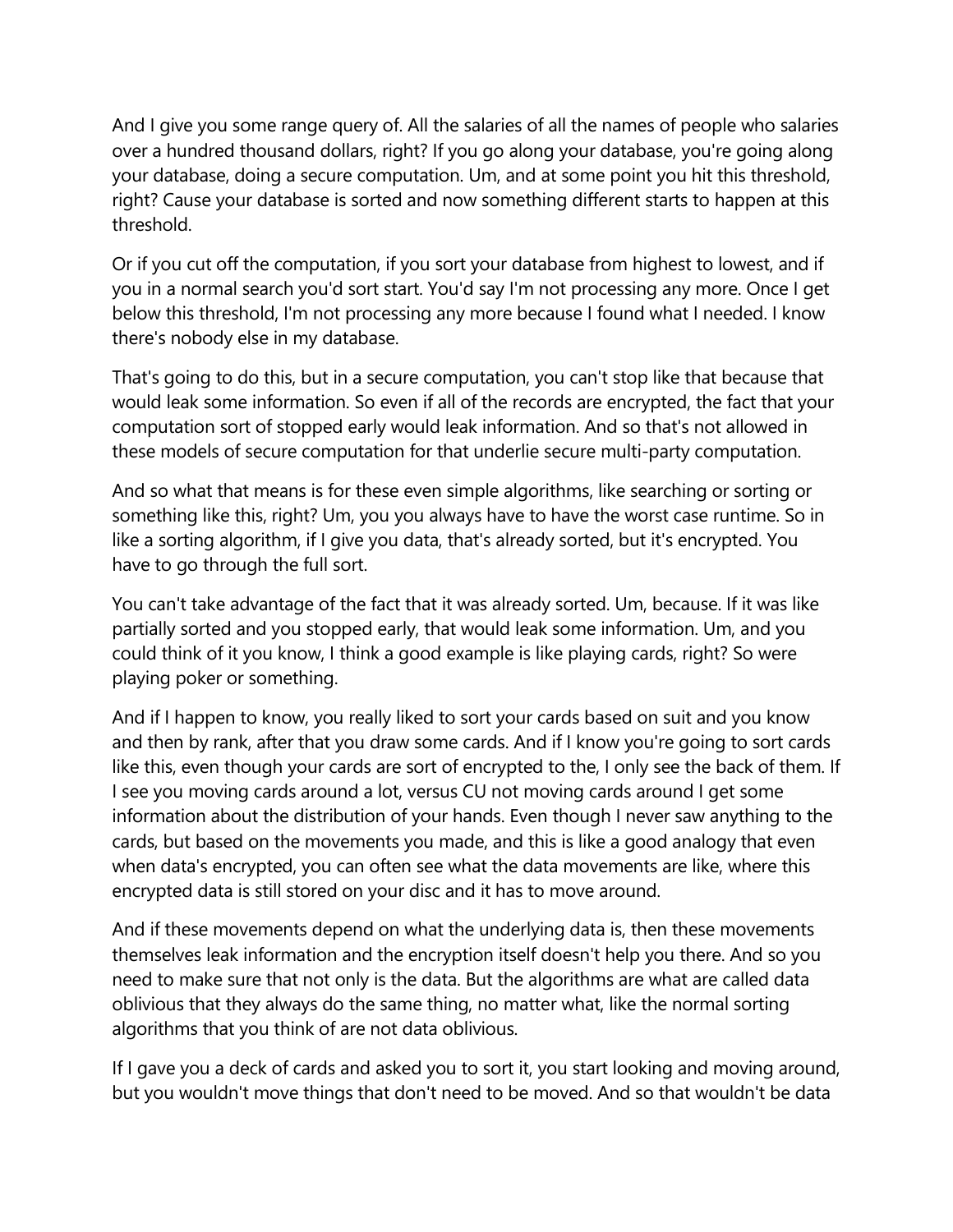And I give you some range query of. All the salaries of all the names of people who salaries over a hundred thousand dollars, right? If you go along your database, you're going along your database, doing a secure computation. Um, and at some point you hit this threshold, right? Cause your database is sorted and now something different starts to happen at this threshold.

Or if you cut off the computation, if you sort your database from highest to lowest, and if you in a normal search you'd sort start. You'd say I'm not processing any more. Once I get below this threshold, I'm not processing any more because I found what I needed. I know there's nobody else in my database.

That's going to do this, but in a secure computation, you can't stop like that because that would leak some information. So even if all of the records are encrypted, the fact that your computation sort of stopped early would leak information. And so that's not allowed in these models of secure computation for that underlie secure multi-party computation.

And so what that means is for these even simple algorithms, like searching or sorting or something like this, right? Um, you you always have to have the worst case runtime. So in like a sorting algorithm, if I give you data, that's already sorted, but it's encrypted. You have to go through the full sort.

You can't take advantage of the fact that it was already sorted. Um, because. If it was like partially sorted and you stopped early, that would leak some information. Um, and you could think of it you know, I think a good example is like playing cards, right? So were playing poker or something.

And if I happen to know, you really liked to sort your cards based on suit and you know and then by rank, after that you draw some cards. And if I know you're going to sort cards like this, even though your cards are sort of encrypted to the, I only see the back of them. If I see you moving cards around a lot, versus CU not moving cards around I get some information about the distribution of your hands. Even though I never saw anything to the cards, but based on the movements you made, and this is like a good analogy that even when data's encrypted, you can often see what the data movements are like, where this encrypted data is still stored on your disc and it has to move around.

And if these movements depend on what the underlying data is, then these movements themselves leak information and the encryption itself doesn't help you there. And so you need to make sure that not only is the data. But the algorithms are what are called data oblivious that they always do the same thing, no matter what, like the normal sorting algorithms that you think of are not data oblivious.

If I gave you a deck of cards and asked you to sort it, you start looking and moving around, but you wouldn't move things that don't need to be moved. And so that wouldn't be data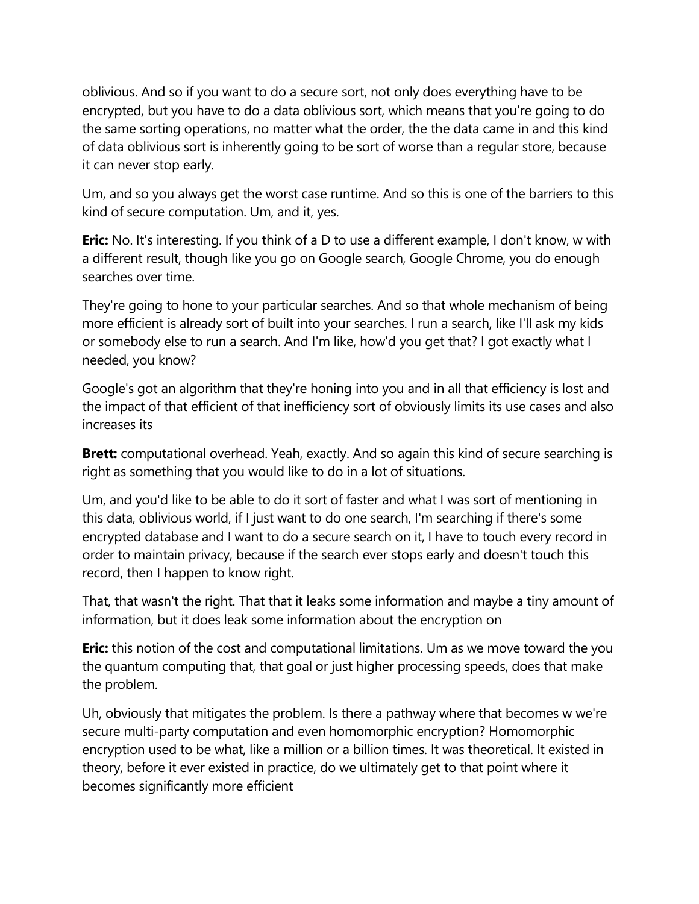oblivious. And so if you want to do a secure sort, not only does everything have to be encrypted, but you have to do a data oblivious sort, which means that you're going to do the same sorting operations, no matter what the order, the the data came in and this kind of data oblivious sort is inherently going to be sort of worse than a regular store, because it can never stop early.

Um, and so you always get the worst case runtime. And so this is one of the barriers to this kind of secure computation. Um, and it, yes.

**Eric:** No. It's interesting. If you think of a D to use a different example, I don't know, w with a different result, though like you go on Google search, Google Chrome, you do enough searches over time.

They're going to hone to your particular searches. And so that whole mechanism of being more efficient is already sort of built into your searches. I run a search, like I'll ask my kids or somebody else to run a search. And I'm like, how'd you get that? I got exactly what I needed, you know?

Google's got an algorithm that they're honing into you and in all that efficiency is lost and the impact of that efficient of that inefficiency sort of obviously limits its use cases and also increases its

**Brett:** computational overhead. Yeah, exactly. And so again this kind of secure searching is right as something that you would like to do in a lot of situations.

Um, and you'd like to be able to do it sort of faster and what I was sort of mentioning in this data, oblivious world, if I just want to do one search, I'm searching if there's some encrypted database and I want to do a secure search on it, I have to touch every record in order to maintain privacy, because if the search ever stops early and doesn't touch this record, then I happen to know right.

That, that wasn't the right. That that it leaks some information and maybe a tiny amount of information, but it does leak some information about the encryption on

**Eric:** this notion of the cost and computational limitations. Um as we move toward the you the quantum computing that, that goal or just higher processing speeds, does that make the problem.

Uh, obviously that mitigates the problem. Is there a pathway where that becomes w we're secure multi-party computation and even homomorphic encryption? Homomorphic encryption used to be what, like a million or a billion times. It was theoretical. It existed in theory, before it ever existed in practice, do we ultimately get to that point where it becomes significantly more efficient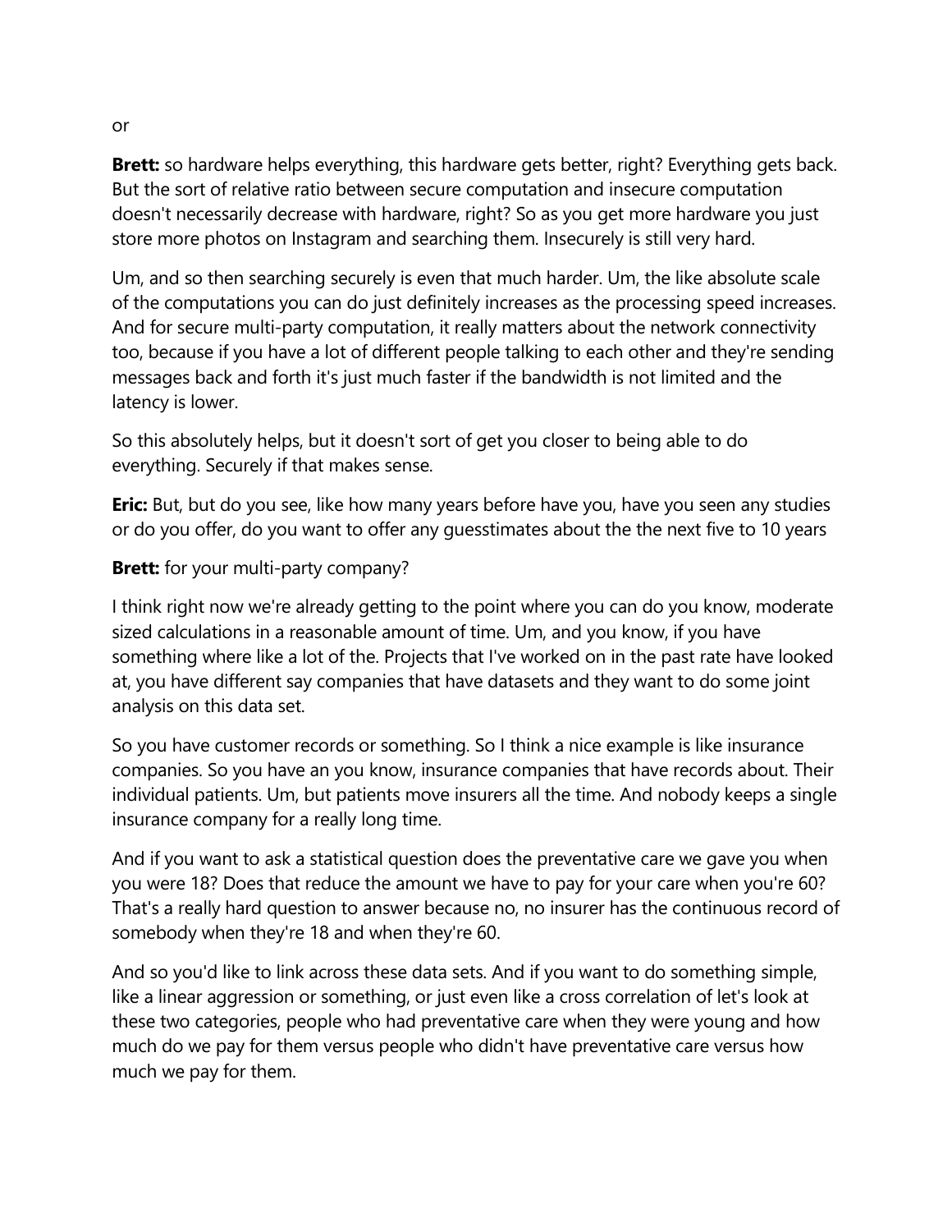or

**Brett:** so hardware helps everything, this hardware gets better, right? Everything gets back. But the sort of relative ratio between secure computation and insecure computation doesn't necessarily decrease with hardware, right? So as you get more hardware you just store more photos on Instagram and searching them. Insecurely is still very hard.

Um, and so then searching securely is even that much harder. Um, the like absolute scale of the computations you can do just definitely increases as the processing speed increases. And for secure multi-party computation, it really matters about the network connectivity too, because if you have a lot of different people talking to each other and they're sending messages back and forth it's just much faster if the bandwidth is not limited and the latency is lower.

So this absolutely helps, but it doesn't sort of get you closer to being able to do everything. Securely if that makes sense.

**Eric:** But, but do you see, like how many years before have you, have you seen any studies or do you offer, do you want to offer any guesstimates about the the next five to 10 years

**Brett:** for your multi-party company?

I think right now we're already getting to the point where you can do you know, moderate sized calculations in a reasonable amount of time. Um, and you know, if you have something where like a lot of the. Projects that I've worked on in the past rate have looked at, you have different say companies that have datasets and they want to do some joint analysis on this data set.

So you have customer records or something. So I think a nice example is like insurance companies. So you have an you know, insurance companies that have records about. Their individual patients. Um, but patients move insurers all the time. And nobody keeps a single insurance company for a really long time.

And if you want to ask a statistical question does the preventative care we gave you when you were 18? Does that reduce the amount we have to pay for your care when you're 60? That's a really hard question to answer because no, no insurer has the continuous record of somebody when they're 18 and when they're 60.

And so you'd like to link across these data sets. And if you want to do something simple, like a linear aggression or something, or just even like a cross correlation of let's look at these two categories, people who had preventative care when they were young and how much do we pay for them versus people who didn't have preventative care versus how much we pay for them.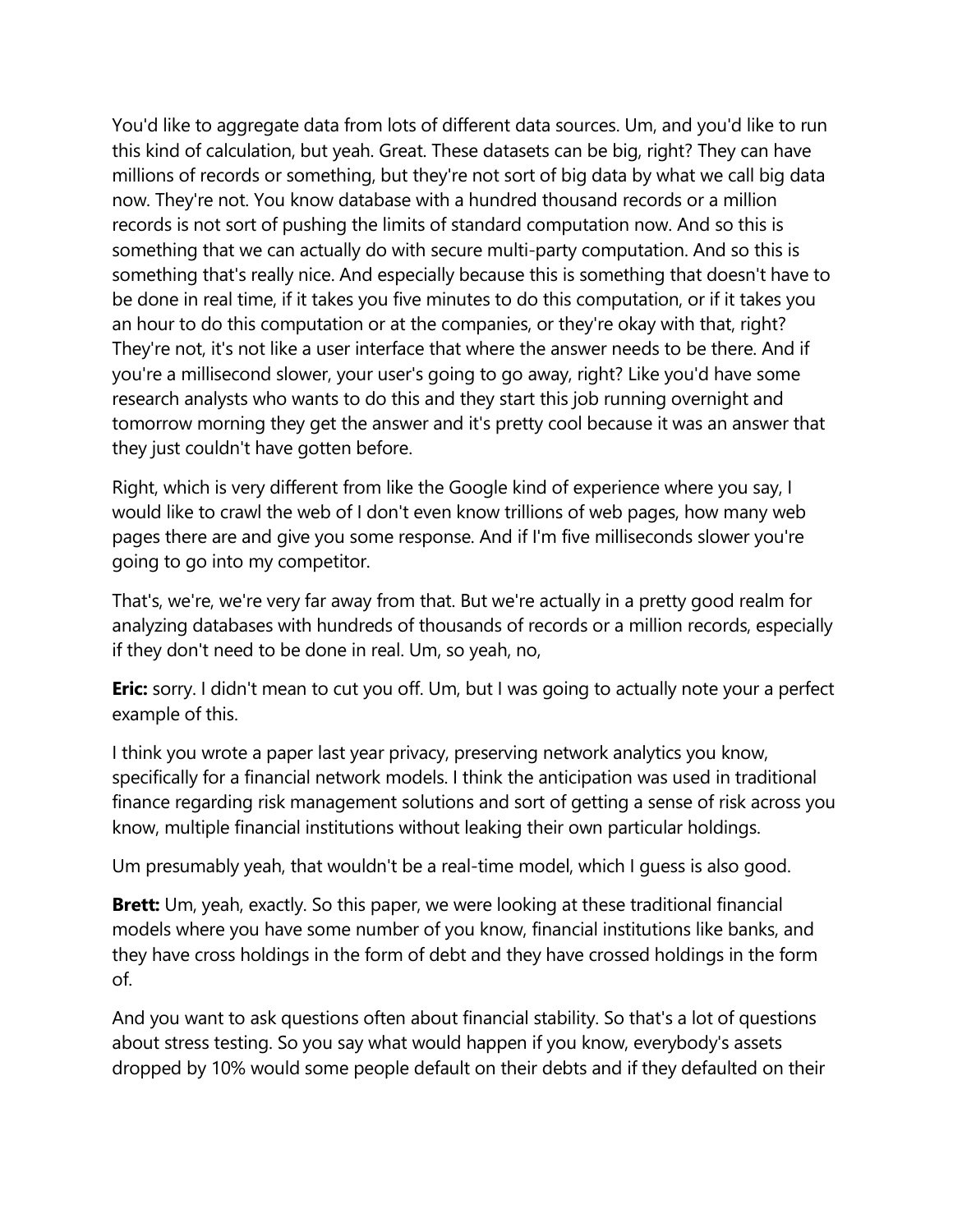You'd like to aggregate data from lots of different data sources. Um, and you'd like to run this kind of calculation, but yeah. Great. These datasets can be big, right? They can have millions of records or something, but they're not sort of big data by what we call big data now. They're not. You know database with a hundred thousand records or a million records is not sort of pushing the limits of standard computation now. And so this is something that we can actually do with secure multi-party computation. And so this is something that's really nice. And especially because this is something that doesn't have to be done in real time, if it takes you five minutes to do this computation, or if it takes you an hour to do this computation or at the companies, or they're okay with that, right? They're not, it's not like a user interface that where the answer needs to be there. And if you're a millisecond slower, your user's going to go away, right? Like you'd have some research analysts who wants to do this and they start this job running overnight and tomorrow morning they get the answer and it's pretty cool because it was an answer that they just couldn't have gotten before.

Right, which is very different from like the Google kind of experience where you say, I would like to crawl the web of I don't even know trillions of web pages, how many web pages there are and give you some response. And if I'm five milliseconds slower you're going to go into my competitor.

That's, we're, we're very far away from that. But we're actually in a pretty good realm for analyzing databases with hundreds of thousands of records or a million records, especially if they don't need to be done in real. Um, so yeah, no,

**Eric:** sorry. I didn't mean to cut you off. Um, but I was going to actually note your a perfect example of this.

I think you wrote a paper last year privacy, preserving network analytics you know, specifically for a financial network models. I think the anticipation was used in traditional finance regarding risk management solutions and sort of getting a sense of risk across you know, multiple financial institutions without leaking their own particular holdings.

Um presumably yeah, that wouldn't be a real-time model, which I guess is also good.

**Brett:** Um, yeah, exactly. So this paper, we were looking at these traditional financial models where you have some number of you know, financial institutions like banks, and they have cross holdings in the form of debt and they have crossed holdings in the form of.

And you want to ask questions often about financial stability. So that's a lot of questions about stress testing. So you say what would happen if you know, everybody's assets dropped by 10% would some people default on their debts and if they defaulted on their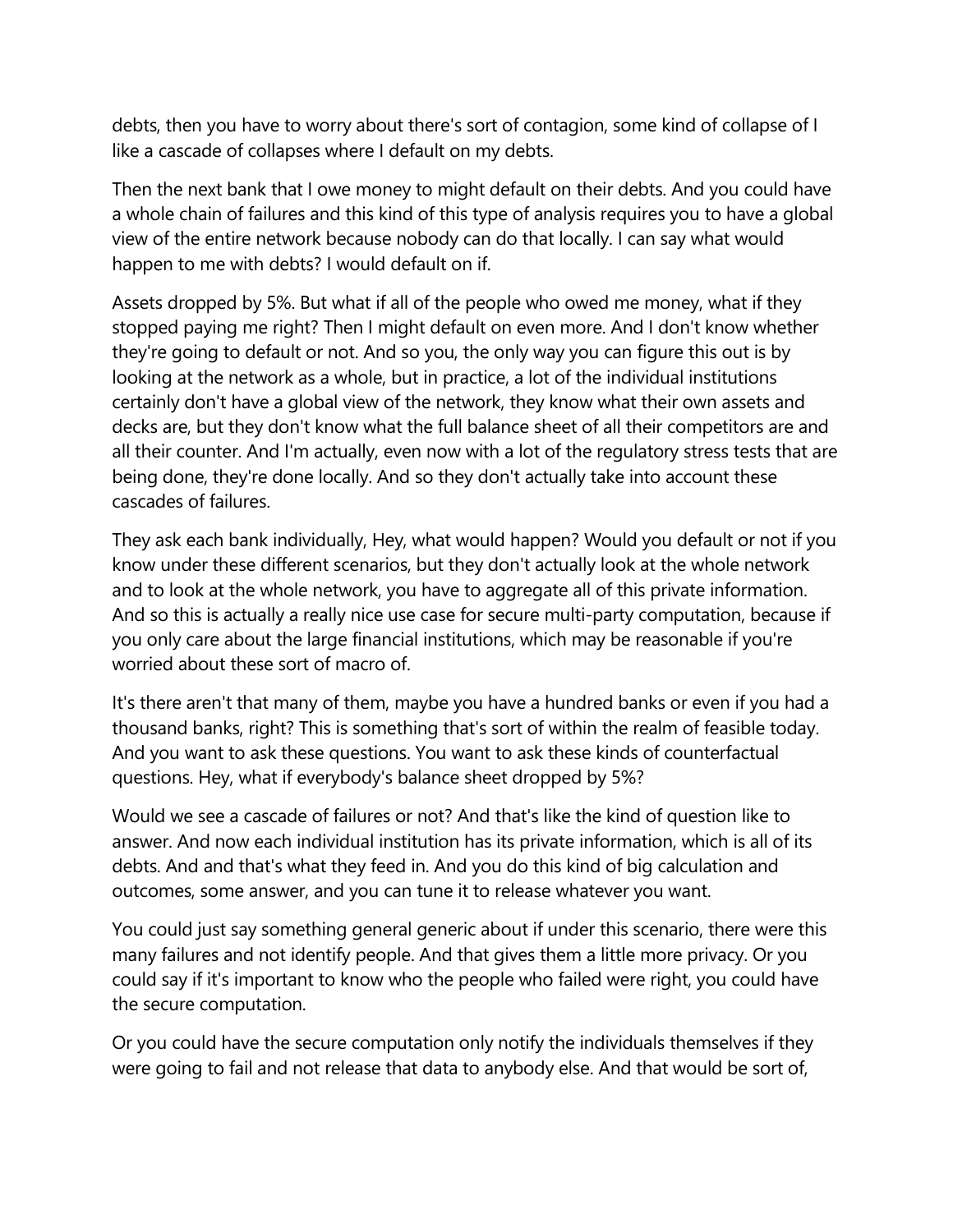debts, then you have to worry about there's sort of contagion, some kind of collapse of I like a cascade of collapses where I default on my debts.

Then the next bank that I owe money to might default on their debts. And you could have a whole chain of failures and this kind of this type of analysis requires you to have a global view of the entire network because nobody can do that locally. I can say what would happen to me with debts? I would default on if.

Assets dropped by 5%. But what if all of the people who owed me money, what if they stopped paying me right? Then I might default on even more. And I don't know whether they're going to default or not. And so you, the only way you can figure this out is by looking at the network as a whole, but in practice, a lot of the individual institutions certainly don't have a global view of the network, they know what their own assets and decks are, but they don't know what the full balance sheet of all their competitors are and all their counter. And I'm actually, even now with a lot of the regulatory stress tests that are being done, they're done locally. And so they don't actually take into account these cascades of failures.

They ask each bank individually, Hey, what would happen? Would you default or not if you know under these different scenarios, but they don't actually look at the whole network and to look at the whole network, you have to aggregate all of this private information. And so this is actually a really nice use case for secure multi-party computation, because if you only care about the large financial institutions, which may be reasonable if you're worried about these sort of macro of.

It's there aren't that many of them, maybe you have a hundred banks or even if you had a thousand banks, right? This is something that's sort of within the realm of feasible today. And you want to ask these questions. You want to ask these kinds of counterfactual questions. Hey, what if everybody's balance sheet dropped by 5%?

Would we see a cascade of failures or not? And that's like the kind of question like to answer. And now each individual institution has its private information, which is all of its debts. And and that's what they feed in. And you do this kind of big calculation and outcomes, some answer, and you can tune it to release whatever you want.

You could just say something general generic about if under this scenario, there were this many failures and not identify people. And that gives them a little more privacy. Or you could say if it's important to know who the people who failed were right, you could have the secure computation.

Or you could have the secure computation only notify the individuals themselves if they were going to fail and not release that data to anybody else. And that would be sort of,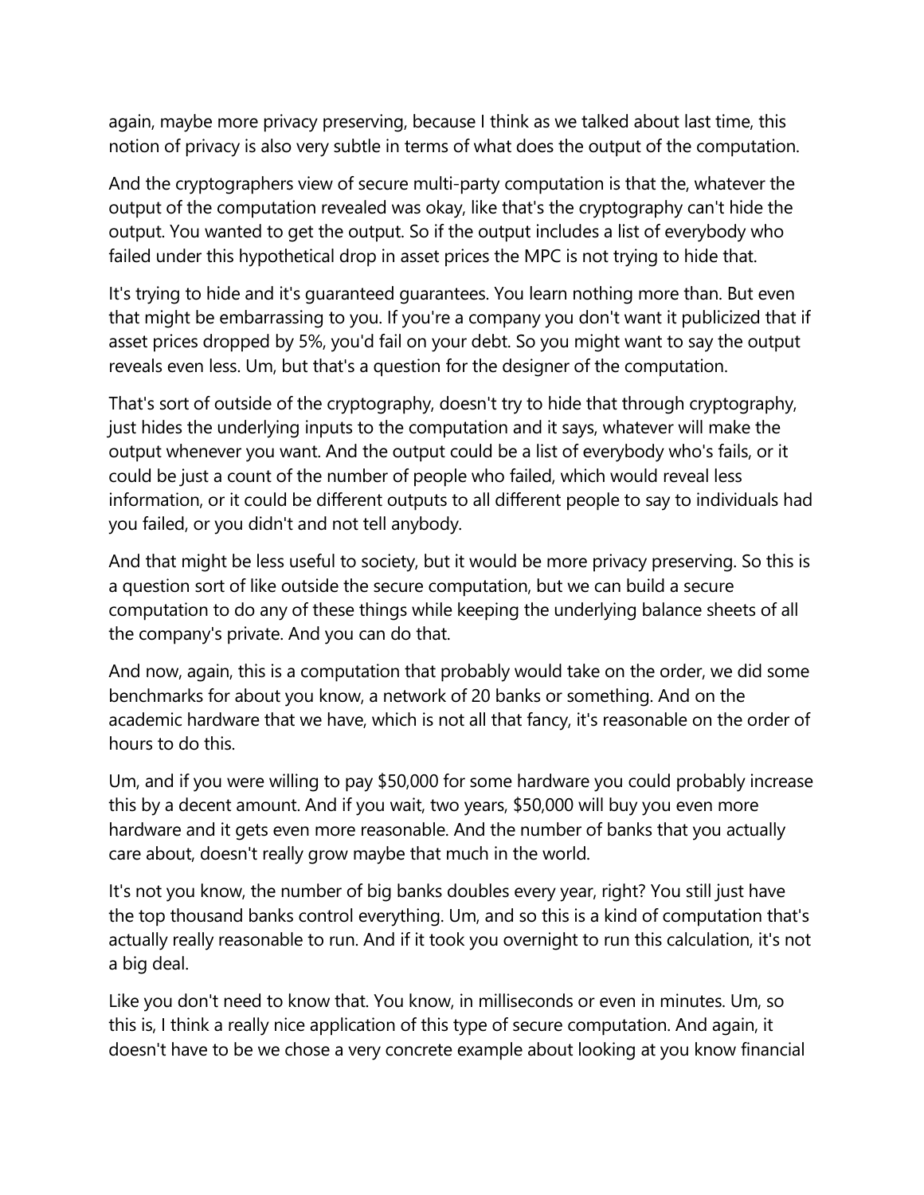again, maybe more privacy preserving, because I think as we talked about last time, this notion of privacy is also very subtle in terms of what does the output of the computation.

And the cryptographers view of secure multi-party computation is that the, whatever the output of the computation revealed was okay, like that's the cryptography can't hide the output. You wanted to get the output. So if the output includes a list of everybody who failed under this hypothetical drop in asset prices the MPC is not trying to hide that.

It's trying to hide and it's guaranteed guarantees. You learn nothing more than. But even that might be embarrassing to you. If you're a company you don't want it publicized that if asset prices dropped by 5%, you'd fail on your debt. So you might want to say the output reveals even less. Um, but that's a question for the designer of the computation.

That's sort of outside of the cryptography, doesn't try to hide that through cryptography, just hides the underlying inputs to the computation and it says, whatever will make the output whenever you want. And the output could be a list of everybody who's fails, or it could be just a count of the number of people who failed, which would reveal less information, or it could be different outputs to all different people to say to individuals had you failed, or you didn't and not tell anybody.

And that might be less useful to society, but it would be more privacy preserving. So this is a question sort of like outside the secure computation, but we can build a secure computation to do any of these things while keeping the underlying balance sheets of all the company's private. And you can do that.

And now, again, this is a computation that probably would take on the order, we did some benchmarks for about you know, a network of 20 banks or something. And on the academic hardware that we have, which is not all that fancy, it's reasonable on the order of hours to do this.

Um, and if you were willing to pay $50,000 for some hardware you could probably increase this by a decent amount. And if you wait, two years, $50,000 will buy you even more hardware and it gets even more reasonable. And the number of banks that you actually care about, doesn't really grow maybe that much in the world.

It's not you know, the number of big banks doubles every year, right? You still just have the top thousand banks control everything. Um, and so this is a kind of computation that's actually really reasonable to run. And if it took you overnight to run this calculation, it's not a big deal.

Like you don't need to know that. You know, in milliseconds or even in minutes. Um, so this is, I think a really nice application of this type of secure computation. And again, it doesn't have to be we chose a very concrete example about looking at you know financial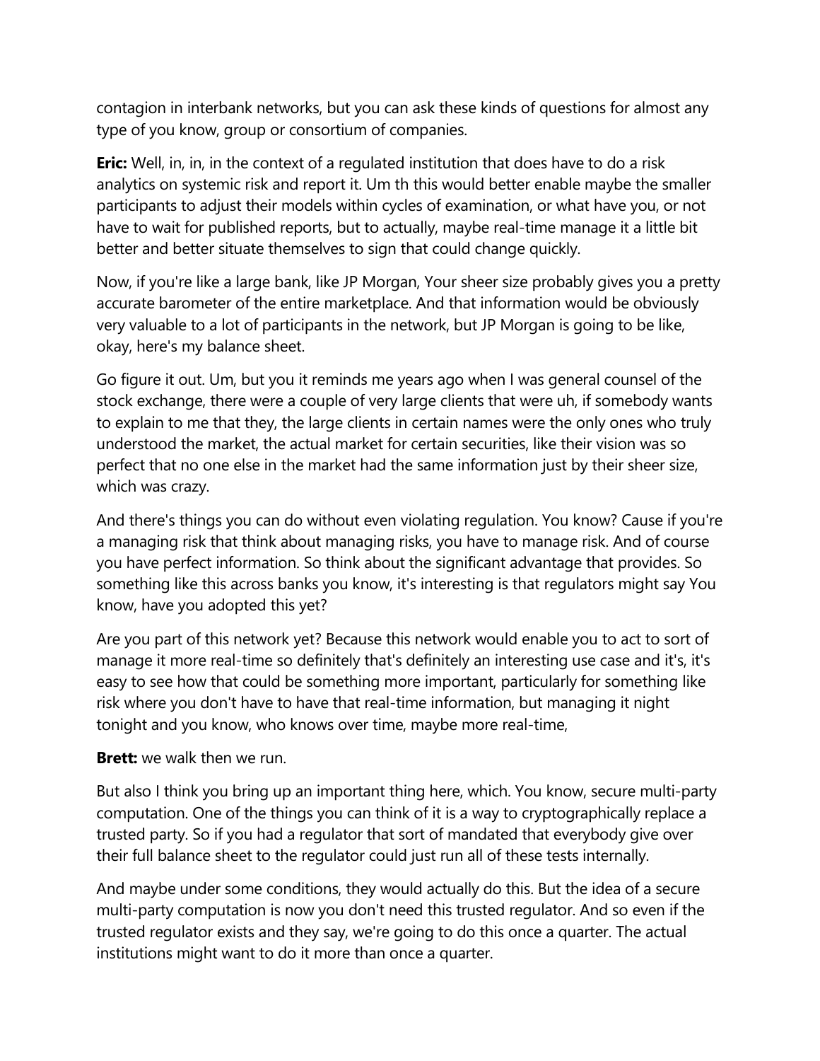contagion in interbank networks, but you can ask these kinds of questions for almost any type of you know, group or consortium of companies.

**Eric:** Well, in, in, in the context of a regulated institution that does have to do a risk analytics on systemic risk and report it. Um th this would better enable maybe the smaller participants to adjust their models within cycles of examination, or what have you, or not have to wait for published reports, but to actually, maybe real-time manage it a little bit better and better situate themselves to sign that could change quickly.

Now, if you're like a large bank, like JP Morgan, Your sheer size probably gives you a pretty accurate barometer of the entire marketplace. And that information would be obviously very valuable to a lot of participants in the network, but JP Morgan is going to be like, okay, here's my balance sheet.

Go figure it out. Um, but you it reminds me years ago when I was general counsel of the stock exchange, there were a couple of very large clients that were uh, if somebody wants to explain to me that they, the large clients in certain names were the only ones who truly understood the market, the actual market for certain securities, like their vision was so perfect that no one else in the market had the same information just by their sheer size, which was crazy.

And there's things you can do without even violating regulation. You know? Cause if you're a managing risk that think about managing risks, you have to manage risk. And of course you have perfect information. So think about the significant advantage that provides. So something like this across banks you know, it's interesting is that regulators might say You know, have you adopted this yet?

Are you part of this network yet? Because this network would enable you to act to sort of manage it more real-time so definitely that's definitely an interesting use case and it's, it's easy to see how that could be something more important, particularly for something like risk where you don't have to have that real-time information, but managing it night tonight and you know, who knows over time, maybe more real-time,

**Brett:** we walk then we run.

But also I think you bring up an important thing here, which. You know, secure multi-party computation. One of the things you can think of it is a way to cryptographically replace a trusted party. So if you had a regulator that sort of mandated that everybody give over their full balance sheet to the regulator could just run all of these tests internally.

And maybe under some conditions, they would actually do this. But the idea of a secure multi-party computation is now you don't need this trusted regulator. And so even if the trusted regulator exists and they say, we're going to do this once a quarter. The actual institutions might want to do it more than once a quarter.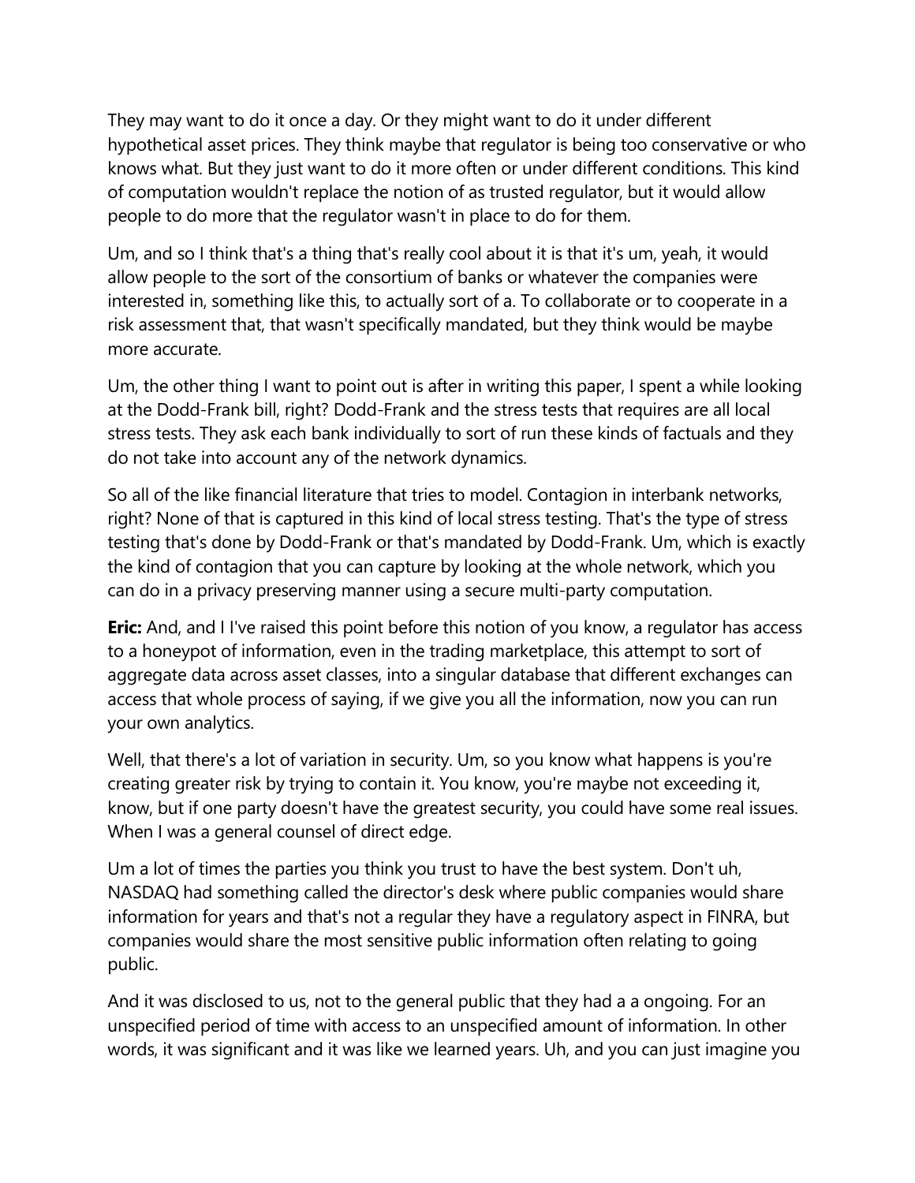They may want to do it once a day. Or they might want to do it under different hypothetical asset prices. They think maybe that regulator is being too conservative or who knows what. But they just want to do it more often or under different conditions. This kind of computation wouldn't replace the notion of as trusted regulator, but it would allow people to do more that the regulator wasn't in place to do for them.

Um, and so I think that's a thing that's really cool about it is that it's um, yeah, it would allow people to the sort of the consortium of banks or whatever the companies were interested in, something like this, to actually sort of a. To collaborate or to cooperate in a risk assessment that, that wasn't specifically mandated, but they think would be maybe more accurate.

Um, the other thing I want to point out is after in writing this paper, I spent a while looking at the Dodd-Frank bill, right? Dodd-Frank and the stress tests that requires are all local stress tests. They ask each bank individually to sort of run these kinds of factuals and they do not take into account any of the network dynamics.

So all of the like financial literature that tries to model. Contagion in interbank networks, right? None of that is captured in this kind of local stress testing. That's the type of stress testing that's done by Dodd-Frank or that's mandated by Dodd-Frank. Um, which is exactly the kind of contagion that you can capture by looking at the whole network, which you can do in a privacy preserving manner using a secure multi-party computation.

**Eric:** And, and I I've raised this point before this notion of you know, a regulator has access to a honeypot of information, even in the trading marketplace, this attempt to sort of aggregate data across asset classes, into a singular database that different exchanges can access that whole process of saying, if we give you all the information, now you can run your own analytics.

Well, that there's a lot of variation in security. Um, so you know what happens is you're creating greater risk by trying to contain it. You know, you're maybe not exceeding it, know, but if one party doesn't have the greatest security, you could have some real issues. When I was a general counsel of direct edge.

Um a lot of times the parties you think you trust to have the best system. Don't uh, NASDAQ had something called the director's desk where public companies would share information for years and that's not a regular they have a regulatory aspect in FINRA, but companies would share the most sensitive public information often relating to going public.

And it was disclosed to us, not to the general public that they had a a ongoing. For an unspecified period of time with access to an unspecified amount of information. In other words, it was significant and it was like we learned years. Uh, and you can just imagine you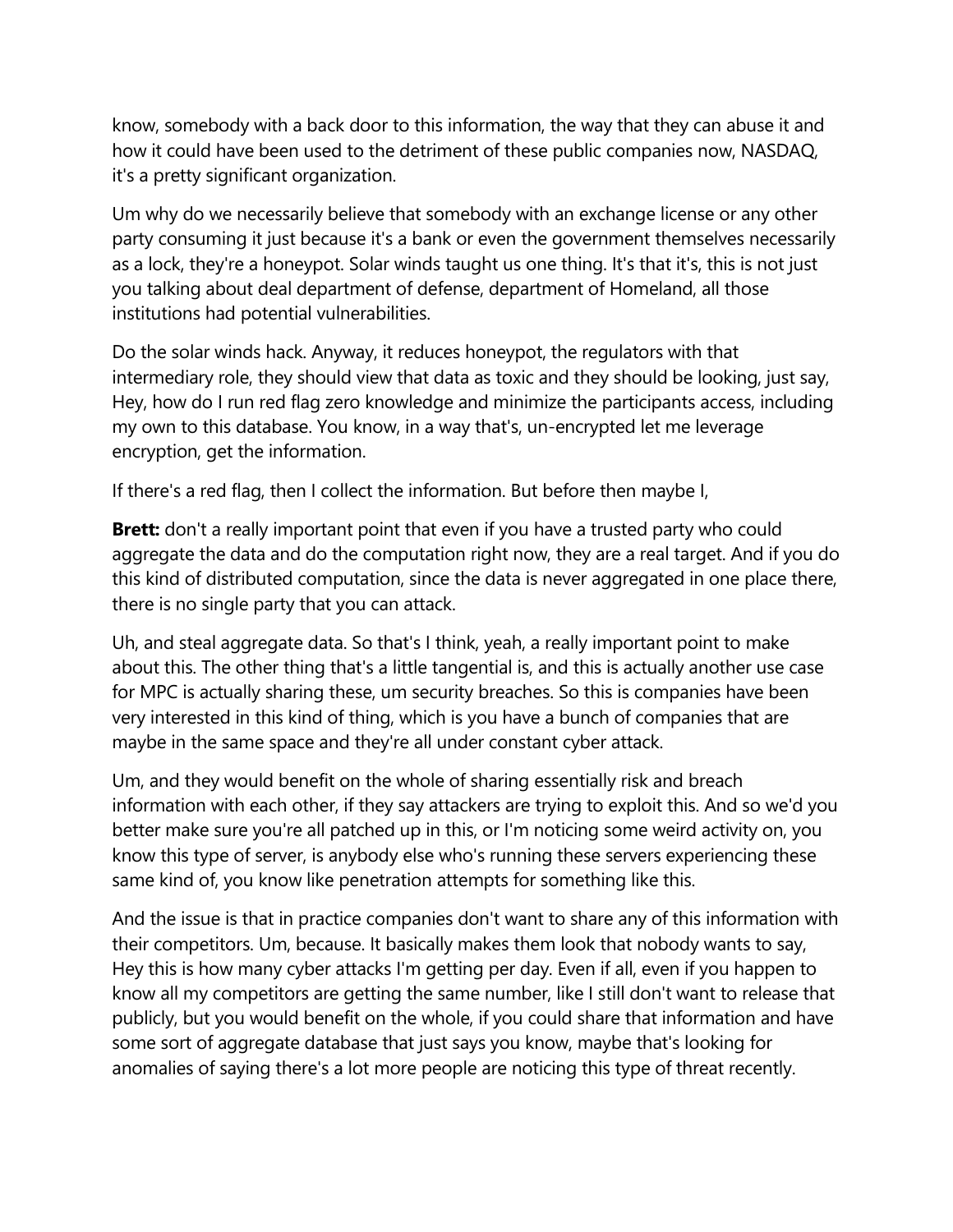know, somebody with a back door to this information, the way that they can abuse it and how it could have been used to the detriment of these public companies now, NASDAQ, it's a pretty significant organization.

Um why do we necessarily believe that somebody with an exchange license or any other party consuming it just because it's a bank or even the government themselves necessarily as a lock, they're a honeypot. Solar winds taught us one thing. It's that it's, this is not just you talking about deal department of defense, department of Homeland, all those institutions had potential vulnerabilities.

Do the solar winds hack. Anyway, it reduces honeypot, the regulators with that intermediary role, they should view that data as toxic and they should be looking, just say, Hey, how do I run red flag zero knowledge and minimize the participants access, including my own to this database. You know, in a way that's, un-encrypted let me leverage encryption, get the information.

If there's a red flag, then I collect the information. But before then maybe I,

**Brett:** don't a really important point that even if you have a trusted party who could aggregate the data and do the computation right now, they are a real target. And if you do this kind of distributed computation, since the data is never aggregated in one place there, there is no single party that you can attack.

Uh, and steal aggregate data. So that's I think, yeah, a really important point to make about this. The other thing that's a little tangential is, and this is actually another use case for MPC is actually sharing these, um security breaches. So this is companies have been very interested in this kind of thing, which is you have a bunch of companies that are maybe in the same space and they're all under constant cyber attack.

Um, and they would benefit on the whole of sharing essentially risk and breach information with each other, if they say attackers are trying to exploit this. And so we'd you better make sure you're all patched up in this, or I'm noticing some weird activity on, you know this type of server, is anybody else who's running these servers experiencing these same kind of, you know like penetration attempts for something like this.

And the issue is that in practice companies don't want to share any of this information with their competitors. Um, because. It basically makes them look that nobody wants to say, Hey this is how many cyber attacks I'm getting per day. Even if all, even if you happen to know all my competitors are getting the same number, like I still don't want to release that publicly, but you would benefit on the whole, if you could share that information and have some sort of aggregate database that just says you know, maybe that's looking for anomalies of saying there's a lot more people are noticing this type of threat recently.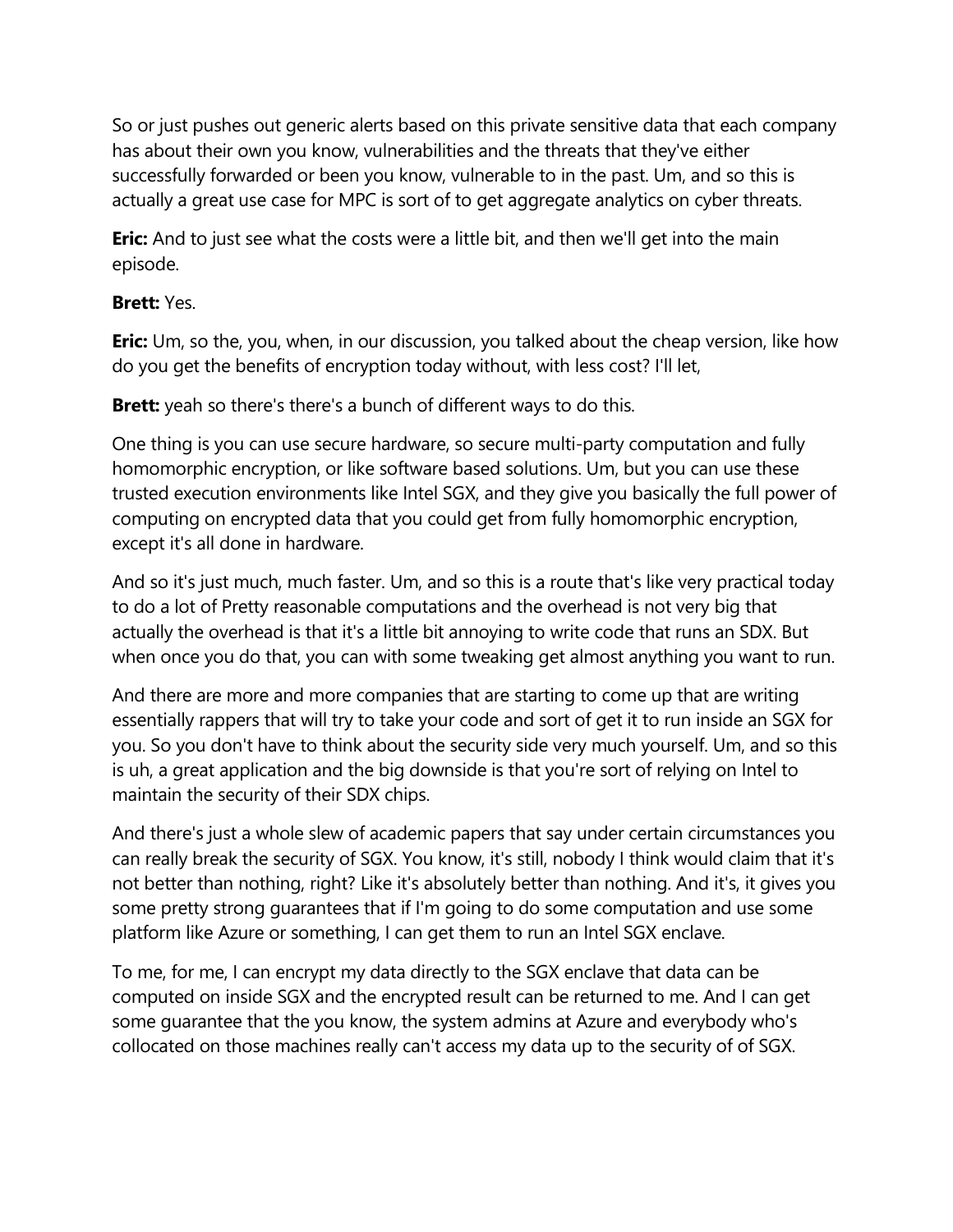So or just pushes out generic alerts based on this private sensitive data that each company has about their own you know, vulnerabilities and the threats that they've either successfully forwarded or been you know, vulnerable to in the past. Um, and so this is actually a great use case for MPC is sort of to get aggregate analytics on cyber threats.

**Eric:** And to just see what the costs were a little bit, and then we'll get into the main episode.

**Brett:** Yes.

**Eric:** Um, so the, you, when, in our discussion, you talked about the cheap version, like how do you get the benefits of encryption today without, with less cost? I'll let,

**Brett:** yeah so there's there's a bunch of different ways to do this.

One thing is you can use secure hardware, so secure multi-party computation and fully homomorphic encryption, or like software based solutions. Um, but you can use these trusted execution environments like Intel SGX, and they give you basically the full power of computing on encrypted data that you could get from fully homomorphic encryption, except it's all done in hardware.

And so it's just much, much faster. Um, and so this is a route that's like very practical today to do a lot of Pretty reasonable computations and the overhead is not very big that actually the overhead is that it's a little bit annoying to write code that runs an SDX. But when once you do that, you can with some tweaking get almost anything you want to run.

And there are more and more companies that are starting to come up that are writing essentially rappers that will try to take your code and sort of get it to run inside an SGX for you. So you don't have to think about the security side very much yourself. Um, and so this is uh, a great application and the big downside is that you're sort of relying on Intel to maintain the security of their SDX chips.

And there's just a whole slew of academic papers that say under certain circumstances you can really break the security of SGX. You know, it's still, nobody I think would claim that it's not better than nothing, right? Like it's absolutely better than nothing. And it's, it gives you some pretty strong guarantees that if I'm going to do some computation and use some platform like Azure or something, I can get them to run an Intel SGX enclave.

To me, for me, I can encrypt my data directly to the SGX enclave that data can be computed on inside SGX and the encrypted result can be returned to me. And I can get some guarantee that the you know, the system admins at Azure and everybody who's collocated on those machines really can't access my data up to the security of of SGX.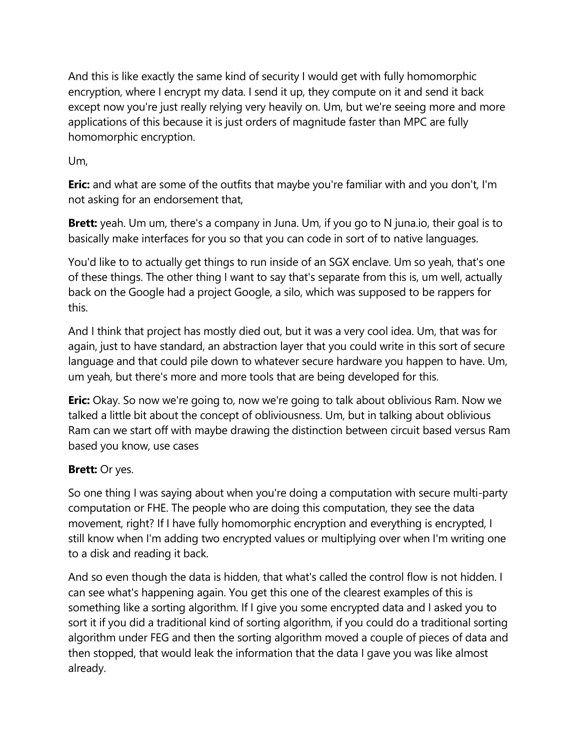And this is like exactly the same kind of security I would get with fully homomorphic encryption, where I encrypt my data. I send it up, they compute on it and send it back except now you're just really relying very heavily on. Um, but we're seeing more and more applications of this because it is just orders of magnitude faster than MPC are fully homomorphic encryption.

Um,

**Eric:** and what are some of the outfits that maybe you're familiar with and you don't, I'm not asking for an endorsement that,

**Brett:** yeah. Um um, there's a company in Juna. Um, if you go to N juna.io, their goal is to basically make interfaces for you so that you can code in sort of to native languages.

You'd like to to actually get things to run inside of an SGX enclave. Um so yeah, that's one of these things. The other thing I want to say that's separate from this is, um well, actually back on the Google had a project Google, a silo, which was supposed to be rappers for this.

And I think that project has mostly died out, but it was a very cool idea. Um, that was for again, just to have standard, an abstraction layer that you could write in this sort of secure language and that could pile down to whatever secure hardware you happen to have. Um, um yeah, but there's more and more tools that are being developed for this.

**Eric:** Okay. So now we're going to, now we're going to talk about oblivious Ram. Now we talked a little bit about the concept of obliviousness. Um, but in talking about oblivious Ram can we start off with maybe drawing the distinction between circuit based versus Ram based you know, use cases

**Brett:** Or yes.

So one thing I was saying about when you're doing a computation with secure multi-party computation or FHE. The people who are doing this computation, they see the data movement, right? If I have fully homomorphic encryption and everything is encrypted, I still know when I'm adding two encrypted values or multiplying over when I'm writing one to a disk and reading it back.

And so even though the data is hidden, that what's called the control flow is not hidden. I can see what's happening again. You get this one of the clearest examples of this is something like a sorting algorithm. If I give you some encrypted data and I asked you to sort it if you did a traditional kind of sorting algorithm, if you could do a traditional sorting algorithm under FEG and then the sorting algorithm moved a couple of pieces of data and then stopped, that would leak the information that the data I gave you was like almost already.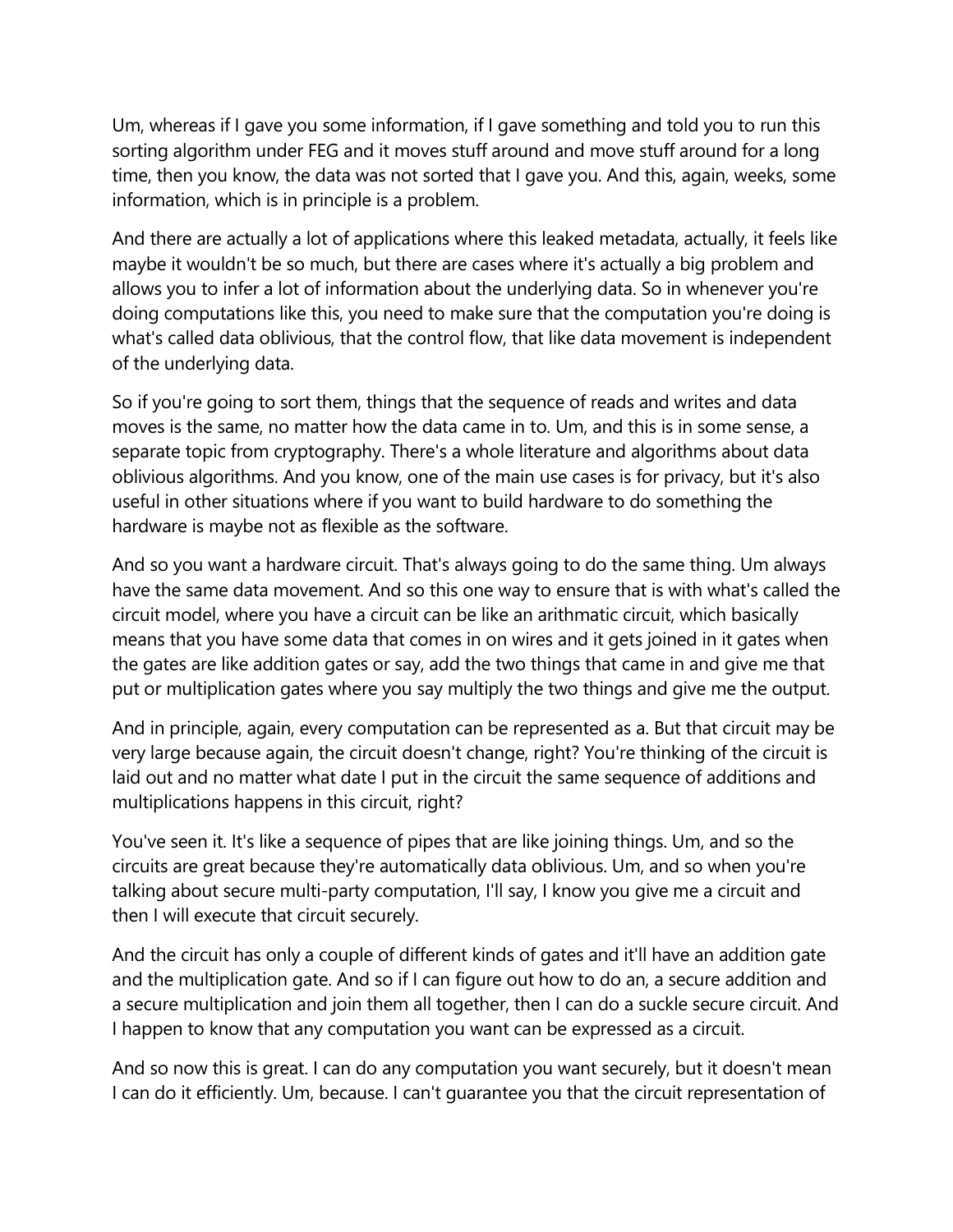Um, whereas if I gave you some information, if I gave something and told you to run this sorting algorithm under FEG and it moves stuff around and move stuff around for a long time, then you know, the data was not sorted that I gave you. And this, again, weeks, some information, which is in principle is a problem.

And there are actually a lot of applications where this leaked metadata, actually, it feels like maybe it wouldn't be so much, but there are cases where it's actually a big problem and allows you to infer a lot of information about the underlying data. So in whenever you're doing computations like this, you need to make sure that the computation you're doing is what's called data oblivious, that the control flow, that like data movement is independent of the underlying data.

So if you're going to sort them, things that the sequence of reads and writes and data moves is the same, no matter how the data came in to. Um, and this is in some sense, a separate topic from cryptography. There's a whole literature and algorithms about data oblivious algorithms. And you know, one of the main use cases is for privacy, but it's also useful in other situations where if you want to build hardware to do something the hardware is maybe not as flexible as the software.

And so you want a hardware circuit. That's always going to do the same thing. Um always have the same data movement. And so this one way to ensure that is with what's called the circuit model, where you have a circuit can be like an arithmatic circuit, which basically means that you have some data that comes in on wires and it gets joined in it gates when the gates are like addition gates or say, add the two things that came in and give me that put or multiplication gates where you say multiply the two things and give me the output.

And in principle, again, every computation can be represented as a. But that circuit may be very large because again, the circuit doesn't change, right? You're thinking of the circuit is laid out and no matter what date I put in the circuit the same sequence of additions and multiplications happens in this circuit, right?

You've seen it. It's like a sequence of pipes that are like joining things. Um, and so the circuits are great because they're automatically data oblivious. Um, and so when you're talking about secure multi-party computation, I'll say, I know you give me a circuit and then I will execute that circuit securely.

And the circuit has only a couple of different kinds of gates and it'll have an addition gate and the multiplication gate. And so if I can figure out how to do an, a secure addition and a secure multiplication and join them all together, then I can do a suckle secure circuit. And I happen to know that any computation you want can be expressed as a circuit.

And so now this is great. I can do any computation you want securely, but it doesn't mean I can do it efficiently. Um, because. I can't guarantee you that the circuit representation of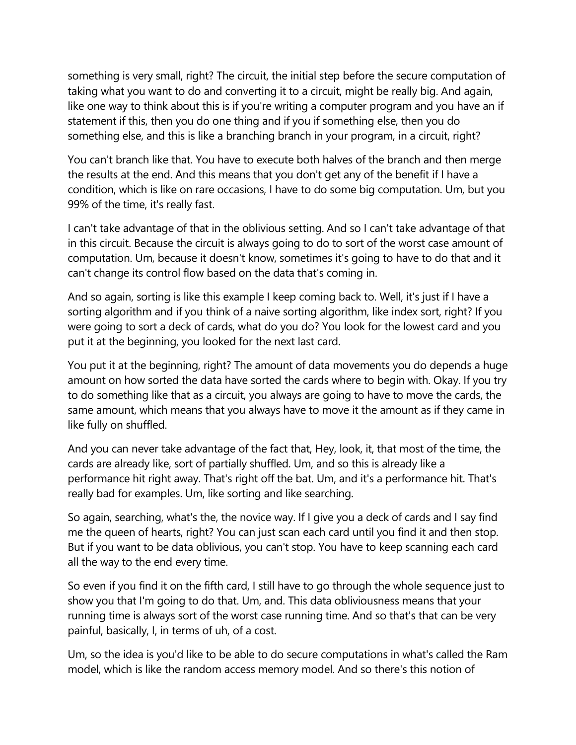something is very small, right? The circuit, the initial step before the secure computation of taking what you want to do and converting it to a circuit, might be really big. And again, like one way to think about this is if you're writing a computer program and you have an if statement if this, then you do one thing and if you if something else, then you do something else, and this is like a branching branch in your program, in a circuit, right?

You can't branch like that. You have to execute both halves of the branch and then merge the results at the end. And this means that you don't get any of the benefit if I have a condition, which is like on rare occasions, I have to do some big computation. Um, but you 99% of the time, it's really fast.

I can't take advantage of that in the oblivious setting. And so I can't take advantage of that in this circuit. Because the circuit is always going to do to sort of the worst case amount of computation. Um, because it doesn't know, sometimes it's going to have to do that and it can't change its control flow based on the data that's coming in.

And so again, sorting is like this example I keep coming back to. Well, it's just if I have a sorting algorithm and if you think of a naive sorting algorithm, like index sort, right? If you were going to sort a deck of cards, what do you do? You look for the lowest card and you put it at the beginning, you looked for the next last card.

You put it at the beginning, right? The amount of data movements you do depends a huge amount on how sorted the data have sorted the cards where to begin with. Okay. If you try to do something like that as a circuit, you always are going to have to move the cards, the same amount, which means that you always have to move it the amount as if they came in like fully on shuffled.

And you can never take advantage of the fact that, Hey, look, it, that most of the time, the cards are already like, sort of partially shuffled. Um, and so this is already like a performance hit right away. That's right off the bat. Um, and it's a performance hit. That's really bad for examples. Um, like sorting and like searching.

So again, searching, what's the, the novice way. If I give you a deck of cards and I say find me the queen of hearts, right? You can just scan each card until you find it and then stop. But if you want to be data oblivious, you can't stop. You have to keep scanning each card all the way to the end every time.

So even if you find it on the fifth card, I still have to go through the whole sequence just to show you that I'm going to do that. Um, and. This data obliviousness means that your running time is always sort of the worst case running time. And so that's that can be very painful, basically, I, in terms of uh, of a cost.

Um, so the idea is you'd like to be able to do secure computations in what's called the Ram model, which is like the random access memory model. And so there's this notion of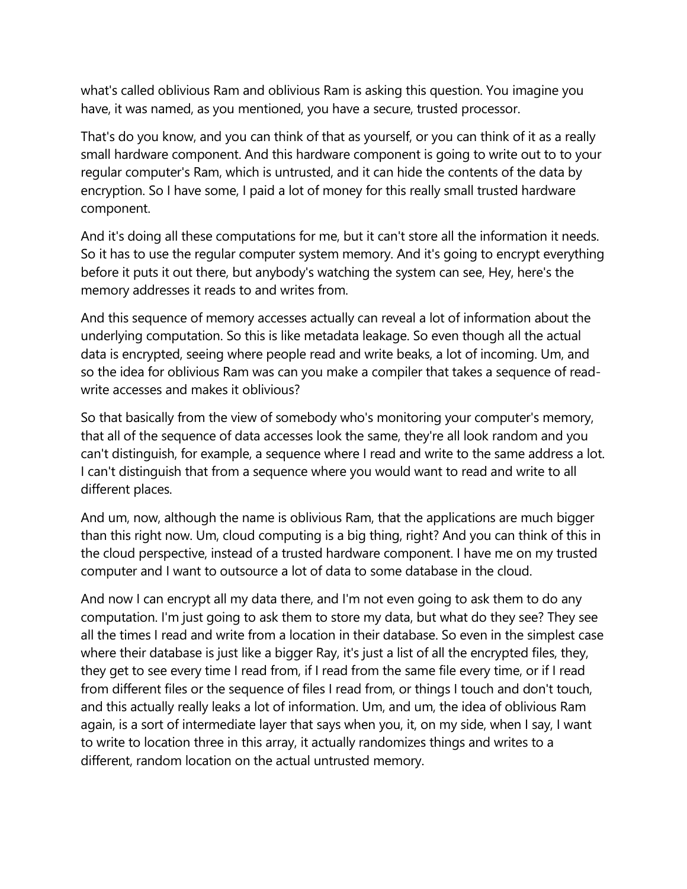what's called oblivious Ram and oblivious Ram is asking this question. You imagine you have, it was named, as you mentioned, you have a secure, trusted processor.

That's do you know, and you can think of that as yourself, or you can think of it as a really small hardware component. And this hardware component is going to write out to to your regular computer's Ram, which is untrusted, and it can hide the contents of the data by encryption. So I have some, I paid a lot of money for this really small trusted hardware component.

And it's doing all these computations for me, but it can't store all the information it needs. So it has to use the regular computer system memory. And it's going to encrypt everything before it puts it out there, but anybody's watching the system can see, Hey, here's the memory addresses it reads to and writes from.

And this sequence of memory accesses actually can reveal a lot of information about the underlying computation. So this is like metadata leakage. So even though all the actual data is encrypted, seeing where people read and write beaks, a lot of incoming. Um, and so the idea for oblivious Ram was can you make a compiler that takes a sequence of read-write accesses and makes it oblivious?

So that basically from the view of somebody who's monitoring your computer's memory, that all of the sequence of data accesses look the same, they're all look random and you can't distinguish, for example, a sequence where I read and write to the same address a lot. I can't distinguish that from a sequence where you would want to read and write to all different places.

And um, now, although the name is oblivious Ram, that the applications are much bigger than this right now. Um, cloud computing is a big thing, right? And you can think of this in the cloud perspective, instead of a trusted hardware component. I have me on my trusted computer and I want to outsource a lot of data to some database in the cloud.

And now I can encrypt all my data there, and I'm not even going to ask them to do any computation. I'm just going to ask them to store my data, but what do they see? They see all the times I read and write from a location in their database. So even in the simplest case where their database is just like a bigger Ray, it's just a list of all the encrypted files, they, they get to see every time I read from, if I read from the same file every time, or if I read from different files or the sequence of files I read from, or things I touch and don't touch, and this actually really leaks a lot of information. Um, and um, the idea of oblivious Ram again, is a sort of intermediate layer that says when you, it, on my side, when I say, I want to write to location three in this array, it actually randomizes things and writes to a different, random location on the actual untrusted memory.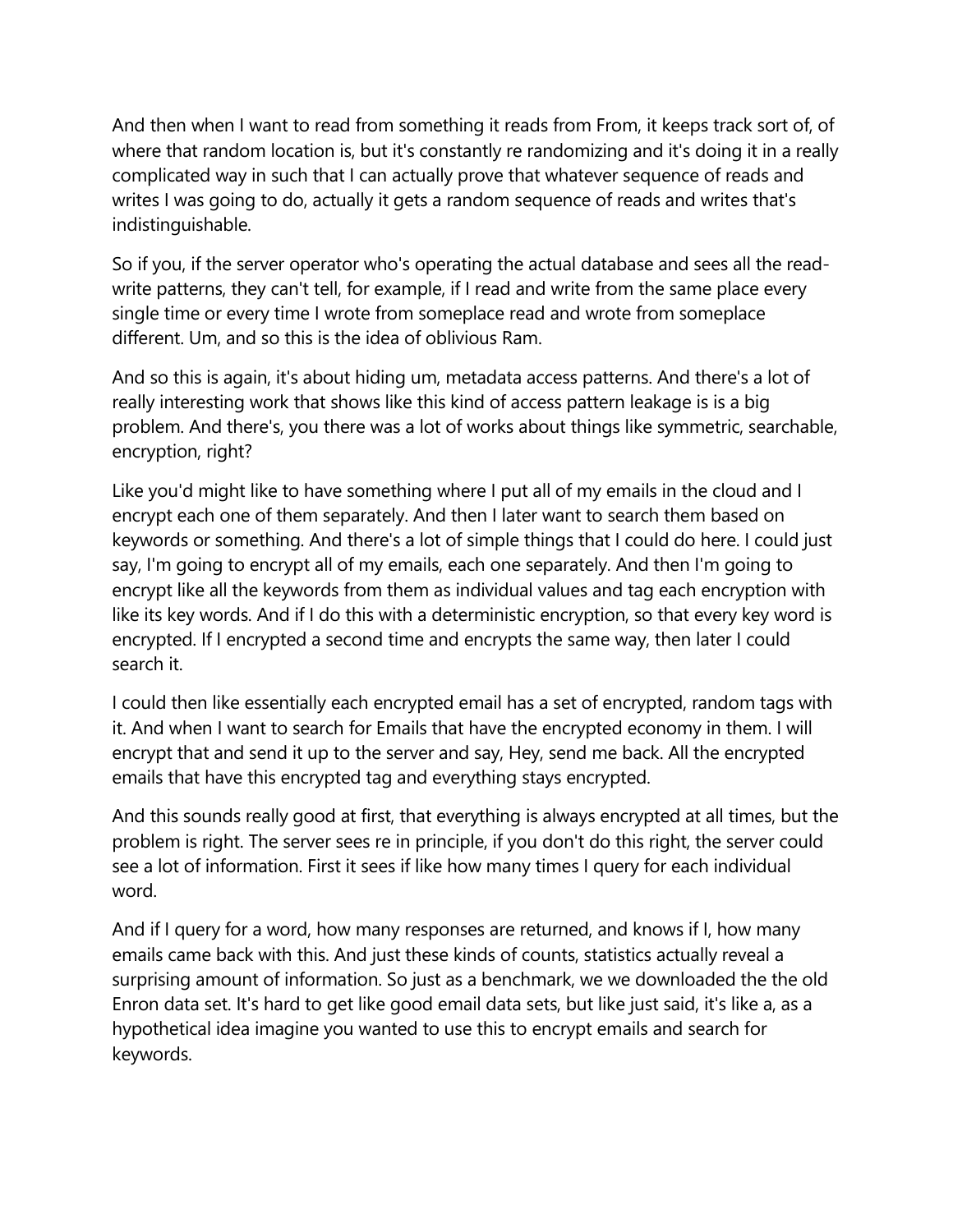And then when I want to read from something it reads from From, it keeps track sort of, of where that random location is, but it's constantly re randomizing and it's doing it in a really complicated way in such that I can actually prove that whatever sequence of reads and writes I was going to do, actually it gets a random sequence of reads and writes that's indistinguishable.

So if you, if the server operator who's operating the actual database and sees all the read-write patterns, they can't tell, for example, if I read and write from the same place every single time or every time I wrote from someplace read and wrote from someplace different. Um, and so this is the idea of oblivious Ram.

And so this is again, it's about hiding um, metadata access patterns. And there's a lot of really interesting work that shows like this kind of access pattern leakage is is a big problem. And there's, you there was a lot of works about things like symmetric, searchable, encryption, right?

Like you'd might like to have something where I put all of my emails in the cloud and I encrypt each one of them separately. And then I later want to search them based on keywords or something. And there's a lot of simple things that I could do here. I could just say, I'm going to encrypt all of my emails, each one separately. And then I'm going to encrypt like all the keywords from them as individual values and tag each encryption with like its key words. And if I do this with a deterministic encryption, so that every key word is encrypted. If I encrypted a second time and encrypts the same way, then later I could search it.

I could then like essentially each encrypted email has a set of encrypted, random tags with it. And when I want to search for Emails that have the encrypted economy in them. I will encrypt that and send it up to the server and say, Hey, send me back. All the encrypted emails that have this encrypted tag and everything stays encrypted.

And this sounds really good at first, that everything is always encrypted at all times, but the problem is right. The server sees re in principle, if you don't do this right, the server could see a lot of information. First it sees if like how many times I query for each individual word.

And if I query for a word, how many responses are returned, and knows if I, how many emails came back with this. And just these kinds of counts, statistics actually reveal a surprising amount of information. So just as a benchmark, we we downloaded the the old Enron data set. It's hard to get like good email data sets, but like just said, it's like a, as a hypothetical idea imagine you wanted to use this to encrypt emails and search for keywords.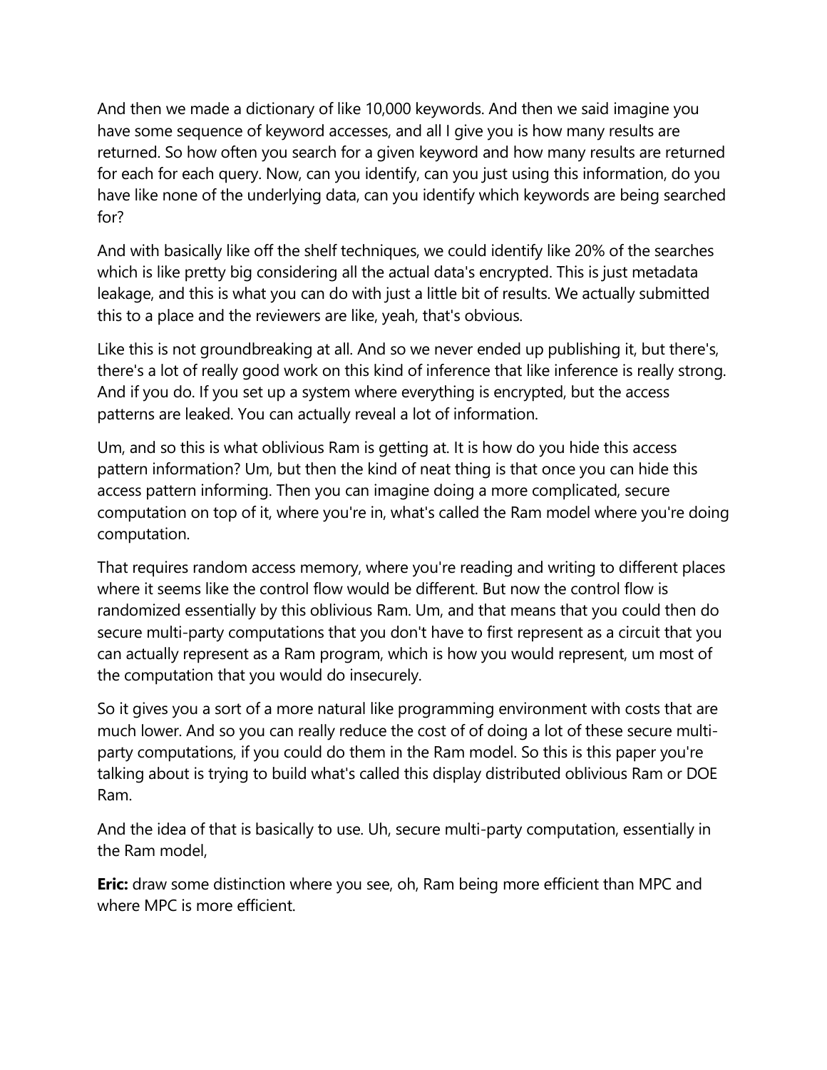And then we made a dictionary of like 10,000 keywords. And then we said imagine you have some sequence of keyword accesses, and all I give you is how many results are returned. So how often you search for a given keyword and how many results are returned for each for each query. Now, can you identify, can you just using this information, do you have like none of the underlying data, can you identify which keywords are being searched for?

And with basically like off the shelf techniques, we could identify like 20% of the searches which is like pretty big considering all the actual data's encrypted. This is just metadata leakage, and this is what you can do with just a little bit of results. We actually submitted this to a place and the reviewers are like, yeah, that's obvious.

Like this is not groundbreaking at all. And so we never ended up publishing it, but there's, there's a lot of really good work on this kind of inference that like inference is really strong. And if you do. If you set up a system where everything is encrypted, but the access patterns are leaked. You can actually reveal a lot of information.

Um, and so this is what oblivious Ram is getting at. It is how do you hide this access pattern information? Um, but then the kind of neat thing is that once you can hide this access pattern informing. Then you can imagine doing a more complicated, secure computation on top of it, where you're in, what's called the Ram model where you're doing computation.

That requires random access memory, where you're reading and writing to different places where it seems like the control flow would be different. But now the control flow is randomized essentially by this oblivious Ram. Um, and that means that you could then do secure multi-party computations that you don't have to first represent as a circuit that you can actually represent as a Ram program, which is how you would represent, um most of the computation that you would do insecurely.

So it gives you a sort of a more natural like programming environment with costs that are much lower. And so you can really reduce the cost of of doing a lot of these secure multi-party computations, if you could do them in the Ram model. So this is this paper you're talking about is trying to build what's called this display distributed oblivious Ram or DOE Ram.

And the idea of that is basically to use. Uh, secure multi-party computation, essentially in the Ram model,

**Eric:** draw some distinction where you see, oh, Ram being more efficient than MPC and where MPC is more efficient.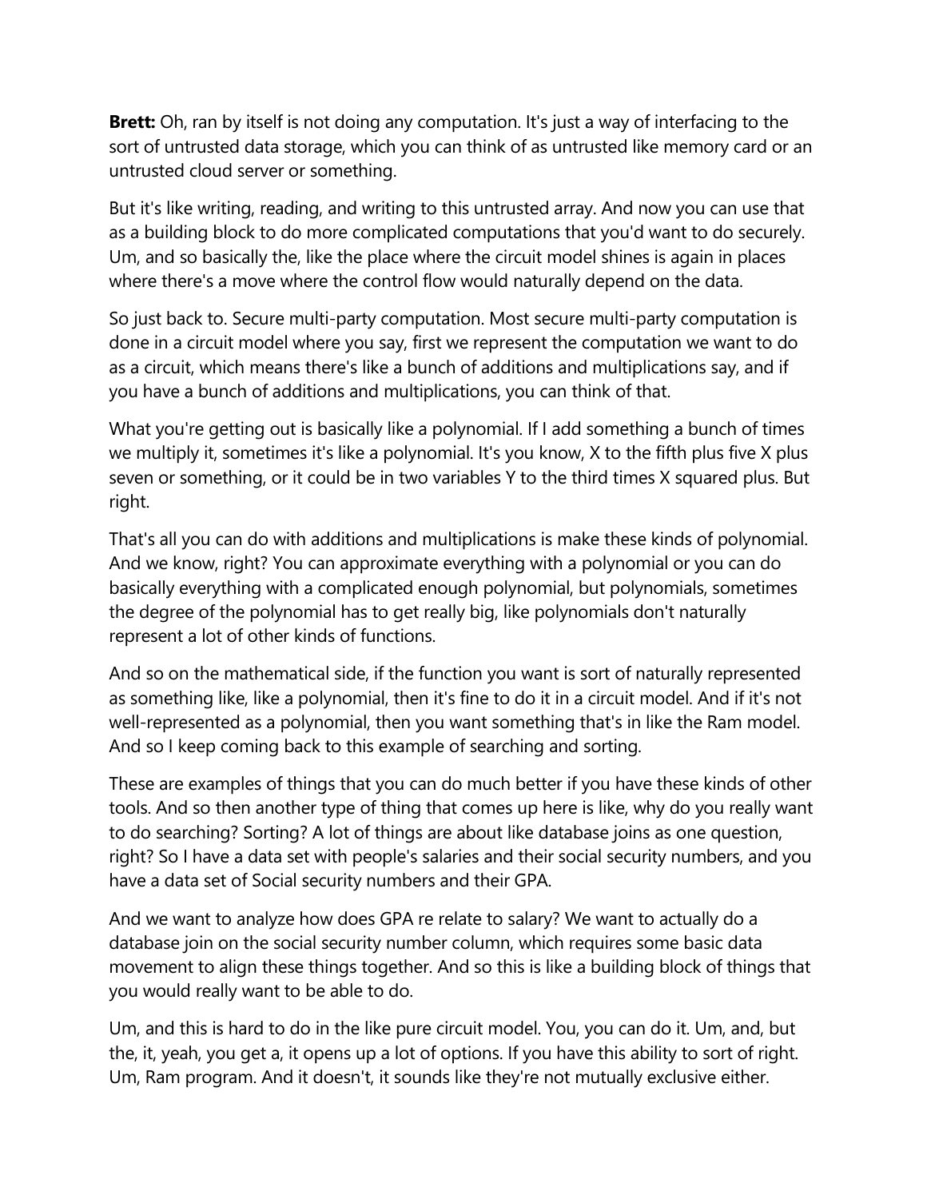**Brett:** Oh, ran by itself is not doing any computation. It's just a way of interfacing to the sort of untrusted data storage, which you can think of as untrusted like memory card or an untrusted cloud server or something.

But it's like writing, reading, and writing to this untrusted array. And now you can use that as a building block to do more complicated computations that you'd want to do securely. Um, and so basically the, like the place where the circuit model shines is again in places where there's a move where the control flow would naturally depend on the data.

So just back to. Secure multi-party computation. Most secure multi-party computation is done in a circuit model where you say, first we represent the computation we want to do as a circuit, which means there's like a bunch of additions and multiplications say, and if you have a bunch of additions and multiplications, you can think of that.

What you're getting out is basically like a polynomial. If I add something a bunch of times we multiply it, sometimes it's like a polynomial. It's you know, X to the fifth plus five X plus seven or something, or it could be in two variables Y to the third times X squared plus. But right.

That's all you can do with additions and multiplications is make these kinds of polynomial. And we know, right? You can approximate everything with a polynomial or you can do basically everything with a complicated enough polynomial, but polynomials, sometimes the degree of the polynomial has to get really big, like polynomials don't naturally represent a lot of other kinds of functions.

And so on the mathematical side, if the function you want is sort of naturally represented as something like, like a polynomial, then it's fine to do it in a circuit model. And if it's not well-represented as a polynomial, then you want something that's in like the Ram model. And so I keep coming back to this example of searching and sorting.

These are examples of things that you can do much better if you have these kinds of other tools. And so then another type of thing that comes up here is like, why do you really want to do searching? Sorting? A lot of things are about like database joins as one question, right? So I have a data set with people's salaries and their social security numbers, and you have a data set of Social security numbers and their GPA.

And we want to analyze how does GPA re relate to salary? We want to actually do a database join on the social security number column, which requires some basic data movement to align these things together. And so this is like a building block of things that you would really want to be able to do.

Um, and this is hard to do in the like pure circuit model. You, you can do it. Um, and, but the, it, yeah, you get a, it opens up a lot of options. If you have this ability to sort of right. Um, Ram program. And it doesn't, it sounds like they're not mutually exclusive either.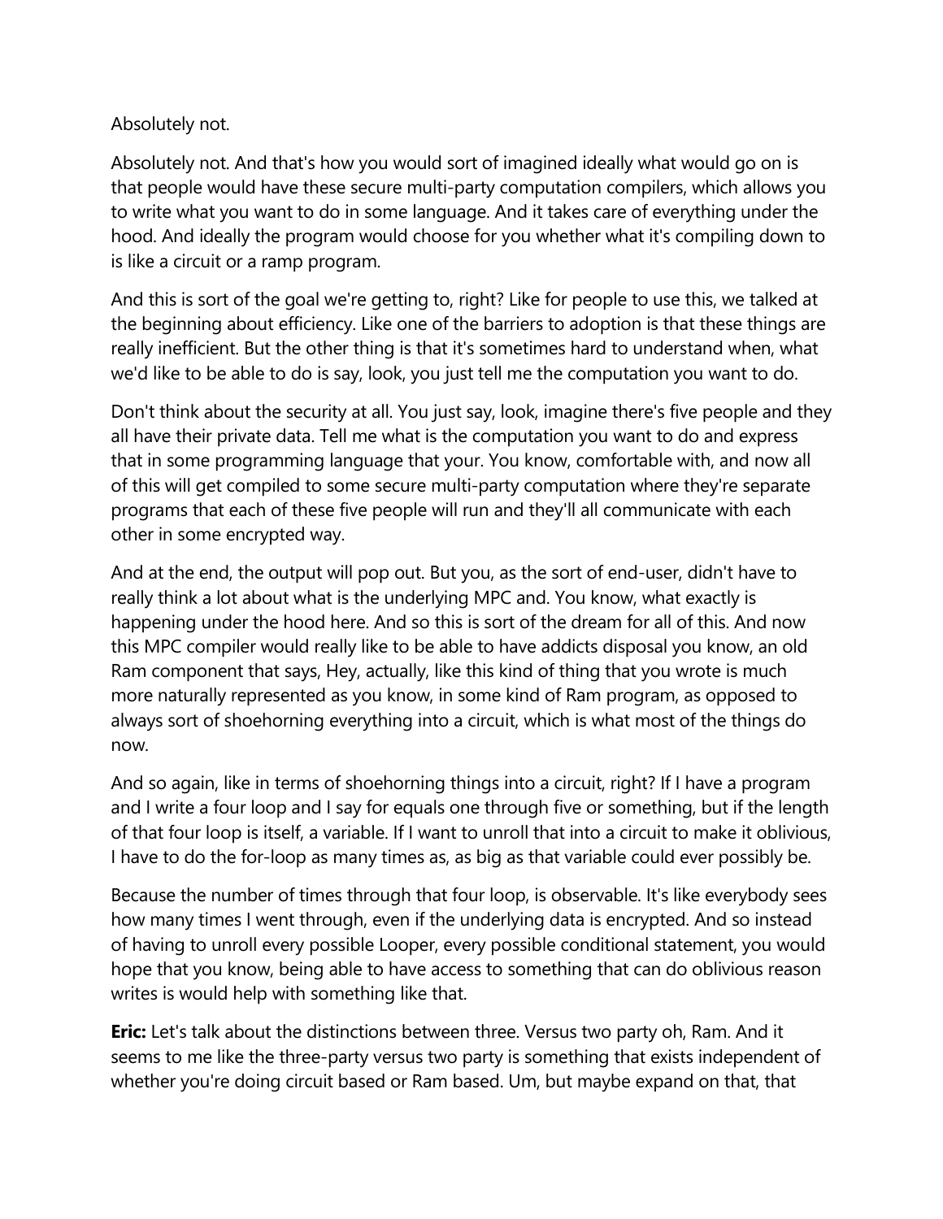Absolutely not.

Absolutely not. And that's how you would sort of imagined ideally what would go on is that people would have these secure multi-party computation compilers, which allows you to write what you want to do in some language. And it takes care of everything under the hood. And ideally the program would choose for you whether what it's compiling down to is like a circuit or a ramp program.

And this is sort of the goal we're getting to, right? Like for people to use this, we talked at the beginning about efficiency. Like one of the barriers to adoption is that these things are really inefficient. But the other thing is that it's sometimes hard to understand when, what we'd like to be able to do is say, look, you just tell me the computation you want to do.

Don't think about the security at all. You just say, look, imagine there's five people and they all have their private data. Tell me what is the computation you want to do and express that in some programming language that your. You know, comfortable with, and now all of this will get compiled to some secure multi-party computation where they're separate programs that each of these five people will run and they'll all communicate with each other in some encrypted way.

And at the end, the output will pop out. But you, as the sort of end-user, didn't have to really think a lot about what is the underlying MPC and. You know, what exactly is happening under the hood here. And so this is sort of the dream for all of this. And now this MPC compiler would really like to be able to have addicts disposal you know, an old Ram component that says, Hey, actually, like this kind of thing that you wrote is much more naturally represented as you know, in some kind of Ram program, as opposed to always sort of shoehorning everything into a circuit, which is what most of the things do now.

And so again, like in terms of shoehorning things into a circuit, right? If I have a program and I write a four loop and I say for equals one through five or something, but if the length of that four loop is itself, a variable. If I want to unroll that into a circuit to make it oblivious, I have to do the for-loop as many times as, as big as that variable could ever possibly be.

Because the number of times through that four loop, is observable. It's like everybody sees how many times I went through, even if the underlying data is encrypted. And so instead of having to unroll every possible Looper, every possible conditional statement, you would hope that you know, being able to have access to something that can do oblivious reason writes is would help with something like that.

**Eric:** Let's talk about the distinctions between three. Versus two party oh, Ram. And it seems to me like the three-party versus two party is something that exists independent of whether you're doing circuit based or Ram based. Um, but maybe expand on that, that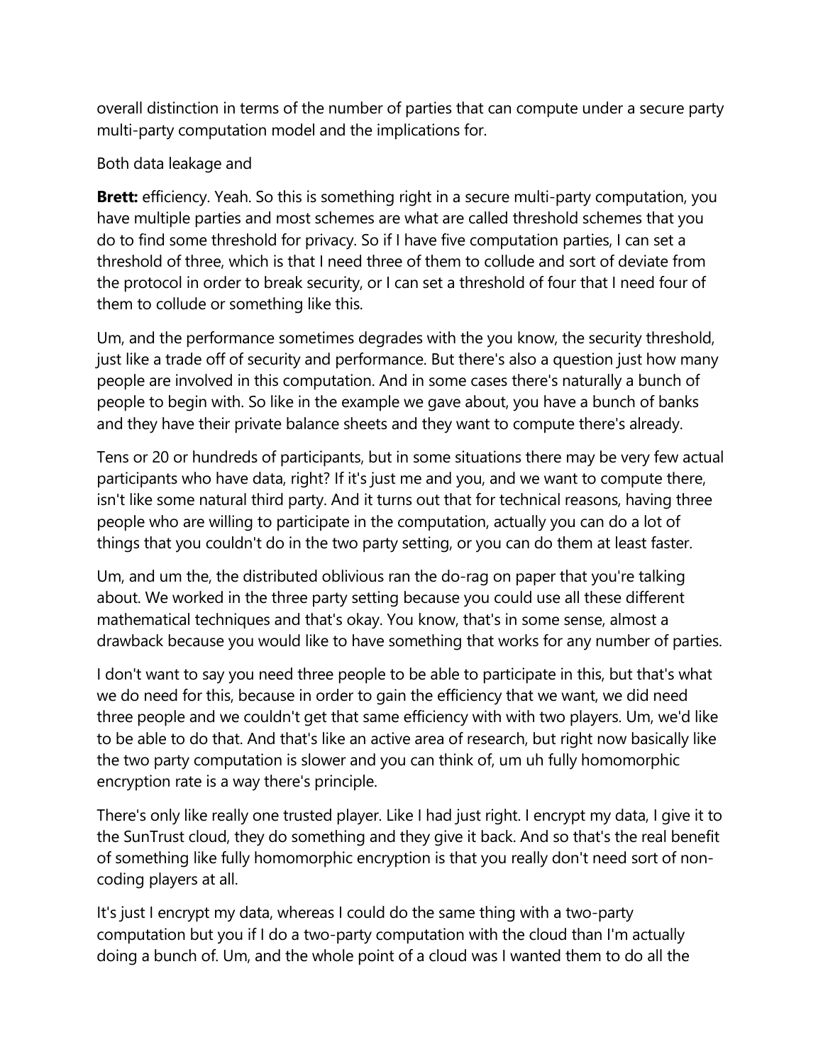overall distinction in terms of the number of parties that can compute under a secure party multi-party computation model and the implications for.

Both data leakage and

**Brett:** efficiency. Yeah. So this is something right in a secure multi-party computation, you have multiple parties and most schemes are what are called threshold schemes that you do to find some threshold for privacy. So if I have five computation parties, I can set a threshold of three, which is that I need three of them to collude and sort of deviate from the protocol in order to break security, or I can set a threshold of four that I need four of them to collude or something like this.

Um, and the performance sometimes degrades with the you know, the security threshold, just like a trade off of security and performance. But there's also a question just how many people are involved in this computation. And in some cases there's naturally a bunch of people to begin with. So like in the example we gave about, you have a bunch of banks and they have their private balance sheets and they want to compute there's already.

Tens or 20 or hundreds of participants, but in some situations there may be very few actual participants who have data, right? If it's just me and you, and we want to compute there, isn't like some natural third party. And it turns out that for technical reasons, having three people who are willing to participate in the computation, actually you can do a lot of things that you couldn't do in the two party setting, or you can do them at least faster.

Um, and um the, the distributed oblivious ran the do-rag on paper that you're talking about. We worked in the three party setting because you could use all these different mathematical techniques and that's okay. You know, that's in some sense, almost a drawback because you would like to have something that works for any number of parties.

I don't want to say you need three people to be able to participate in this, but that's what we do need for this, because in order to gain the efficiency that we want, we did need three people and we couldn't get that same efficiency with with two players. Um, we'd like to be able to do that. And that's like an active area of research, but right now basically like the two party computation is slower and you can think of, um uh fully homomorphic encryption rate is a way there's principle.

There's only like really one trusted player. Like I had just right. I encrypt my data, I give it to the SunTrust cloud, they do something and they give it back. And so that's the real benefit of something like fully homomorphic encryption is that you really don't need sort of non-coding players at all.

It's just I encrypt my data, whereas I could do the same thing with a two-party computation but you if I do a two-party computation with the cloud than I'm actually doing a bunch of. Um, and the whole point of a cloud was I wanted them to do all the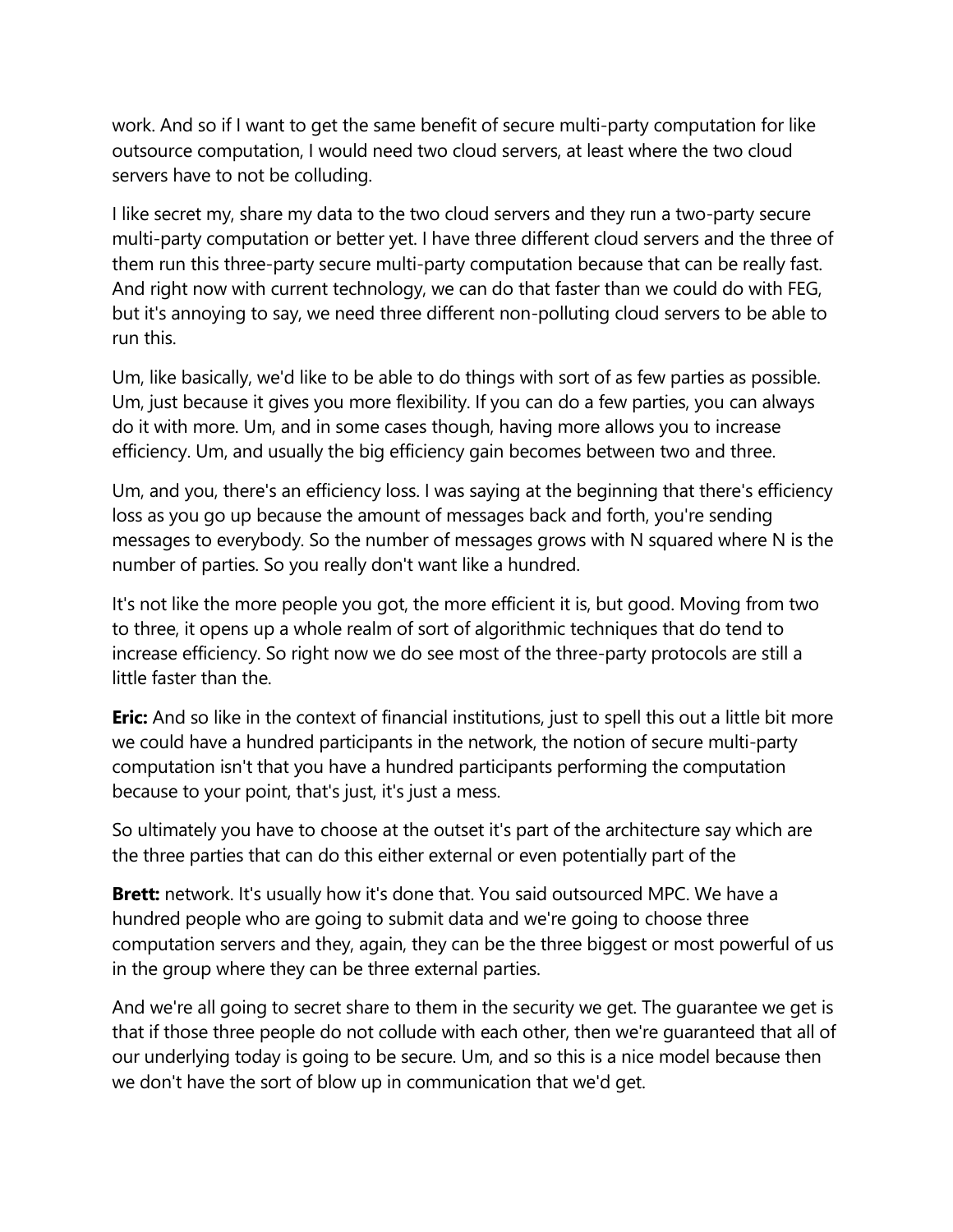work. And so if I want to get the same benefit of secure multi-party computation for like outsource computation, I would need two cloud servers, at least where the two cloud servers have to not be colluding.

I like secret my, share my data to the two cloud servers and they run a two-party secure multi-party computation or better yet. I have three different cloud servers and the three of them run this three-party secure multi-party computation because that can be really fast. And right now with current technology, we can do that faster than we could do with FEG, but it's annoying to say, we need three different non-polluting cloud servers to be able to run this.

Um, like basically, we'd like to be able to do things with sort of as few parties as possible. Um, just because it gives you more flexibility. If you can do a few parties, you can always do it with more. Um, and in some cases though, having more allows you to increase efficiency. Um, and usually the big efficiency gain becomes between two and three.

Um, and you, there's an efficiency loss. I was saying at the beginning that there's efficiency loss as you go up because the amount of messages back and forth, you're sending messages to everybody. So the number of messages grows with N squared where N is the number of parties. So you really don't want like a hundred.

It's not like the more people you got, the more efficient it is, but good. Moving from two to three, it opens up a whole realm of sort of algorithmic techniques that do tend to increase efficiency. So right now we do see most of the three-party protocols are still a little faster than the.

**Eric:** And so like in the context of financial institutions, just to spell this out a little bit more we could have a hundred participants in the network, the notion of secure multi-party computation isn't that you have a hundred participants performing the computation because to your point, that's just, it's just a mess.

So ultimately you have to choose at the outset it's part of the architecture say which are the three parties that can do this either external or even potentially part of the

**Brett:** network. It's usually how it's done that. You said outsourced MPC. We have a hundred people who are going to submit data and we're going to choose three computation servers and they, again, they can be the three biggest or most powerful of us in the group where they can be three external parties.

And we're all going to secret share to them in the security we get. The guarantee we get is that if those three people do not collude with each other, then we're guaranteed that all of our underlying today is going to be secure. Um, and so this is a nice model because then we don't have the sort of blow up in communication that we'd get.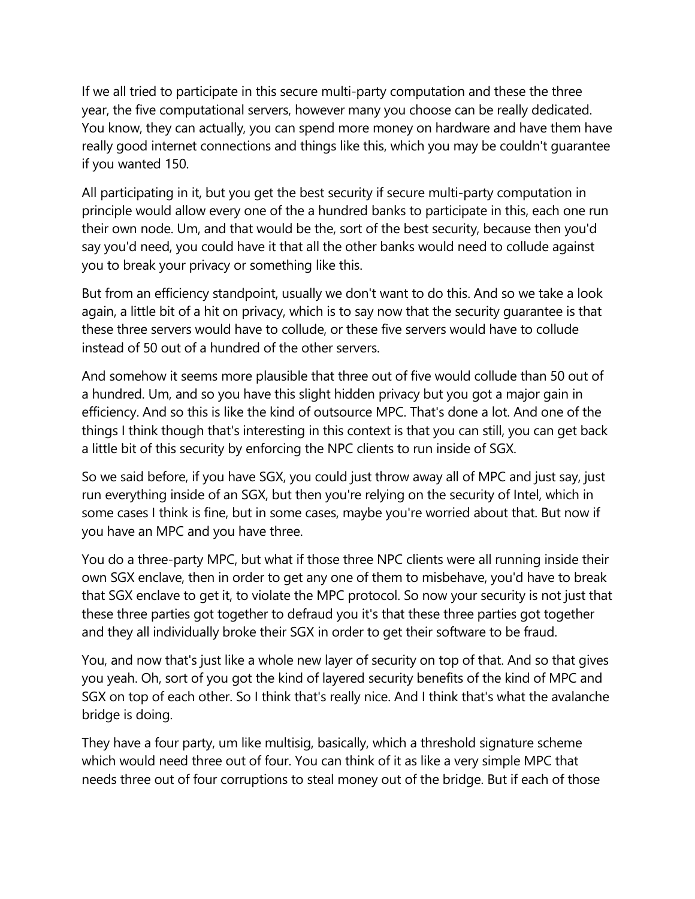If we all tried to participate in this secure multi-party computation and these the three year, the five computational servers, however many you choose can be really dedicated. You know, they can actually, you can spend more money on hardware and have them have really good internet connections and things like this, which you may be couldn't guarantee if you wanted 150.

All participating in it, but you get the best security if secure multi-party computation in principle would allow every one of the a hundred banks to participate in this, each one run their own node. Um, and that would be the, sort of the best security, because then you'd say you'd need, you could have it that all the other banks would need to collude against you to break your privacy or something like this.

But from an efficiency standpoint, usually we don't want to do this. And so we take a look again, a little bit of a hit on privacy, which is to say now that the security guarantee is that these three servers would have to collude, or these five servers would have to collude instead of 50 out of a hundred of the other servers.

And somehow it seems more plausible that three out of five would collude than 50 out of a hundred. Um, and so you have this slight hidden privacy but you got a major gain in efficiency. And so this is like the kind of outsource MPC. That's done a lot. And one of the things I think though that's interesting in this context is that you can still, you can get back a little bit of this security by enforcing the NPC clients to run inside of SGX.

So we said before, if you have SGX, you could just throw away all of MPC and just say, just run everything inside of an SGX, but then you're relying on the security of Intel, which in some cases I think is fine, but in some cases, maybe you're worried about that. But now if you have an MPC and you have three.

You do a three-party MPC, but what if those three NPC clients were all running inside their own SGX enclave, then in order to get any one of them to misbehave, you'd have to break that SGX enclave to get it, to violate the MPC protocol. So now your security is not just that these three parties got together to defraud you it's that these three parties got together and they all individually broke their SGX in order to get their software to be fraud.

You, and now that's just like a whole new layer of security on top of that. And so that gives you yeah. Oh, sort of you got the kind of layered security benefits of the kind of MPC and SGX on top of each other. So I think that's really nice. And I think that's what the avalanche bridge is doing.

They have a four party, um like multisig, basically, which a threshold signature scheme which would need three out of four. You can think of it as like a very simple MPC that needs three out of four corruptions to steal money out of the bridge. But if each of those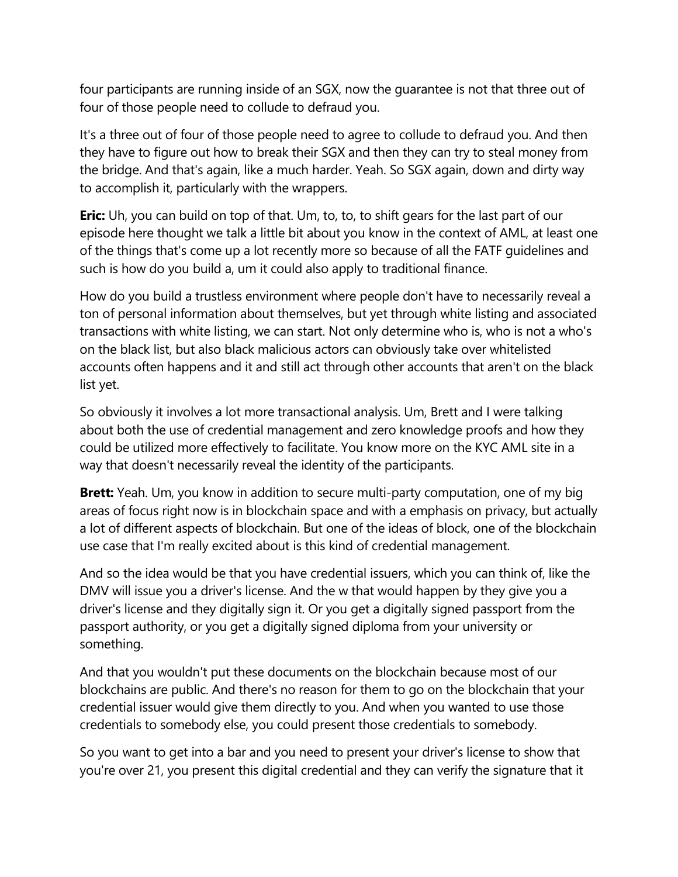four participants are running inside of an SGX, now the guarantee is not that three out of four of those people need to collude to defraud you.

It's a three out of four of those people need to agree to collude to defraud you. And then they have to figure out how to break their SGX and then they can try to steal money from the bridge. And that's again, like a much harder. Yeah. So SGX again, down and dirty way to accomplish it, particularly with the wrappers.

**Eric:** Uh, you can build on top of that. Um, to, to, to shift gears for the last part of our episode here thought we talk a little bit about you know in the context of AML, at least one of the things that's come up a lot recently more so because of all the FATF guidelines and such is how do you build a, um it could also apply to traditional finance.

How do you build a trustless environment where people don't have to necessarily reveal a ton of personal information about themselves, but yet through white listing and associated transactions with white listing, we can start. Not only determine who is, who is not a who's on the black list, but also black malicious actors can obviously take over whitelisted accounts often happens and it and still act through other accounts that aren't on the black list yet.

So obviously it involves a lot more transactional analysis. Um, Brett and I were talking about both the use of credential management and zero knowledge proofs and how they could be utilized more effectively to facilitate. You know more on the KYC AML site in a way that doesn't necessarily reveal the identity of the participants.

**Brett:** Yeah. Um, you know in addition to secure multi-party computation, one of my big areas of focus right now is in blockchain space and with a emphasis on privacy, but actually a lot of different aspects of blockchain. But one of the ideas of block, one of the blockchain use case that I'm really excited about is this kind of credential management.

And so the idea would be that you have credential issuers, which you can think of, like the DMV will issue you a driver's license. And the w that would happen by they give you a driver's license and they digitally sign it. Or you get a digitally signed passport from the passport authority, or you get a digitally signed diploma from your university or something.

And that you wouldn't put these documents on the blockchain because most of our blockchains are public. And there's no reason for them to go on the blockchain that your credential issuer would give them directly to you. And when you wanted to use those credentials to somebody else, you could present those credentials to somebody.

So you want to get into a bar and you need to present your driver's license to show that you're over 21, you present this digital credential and they can verify the signature that it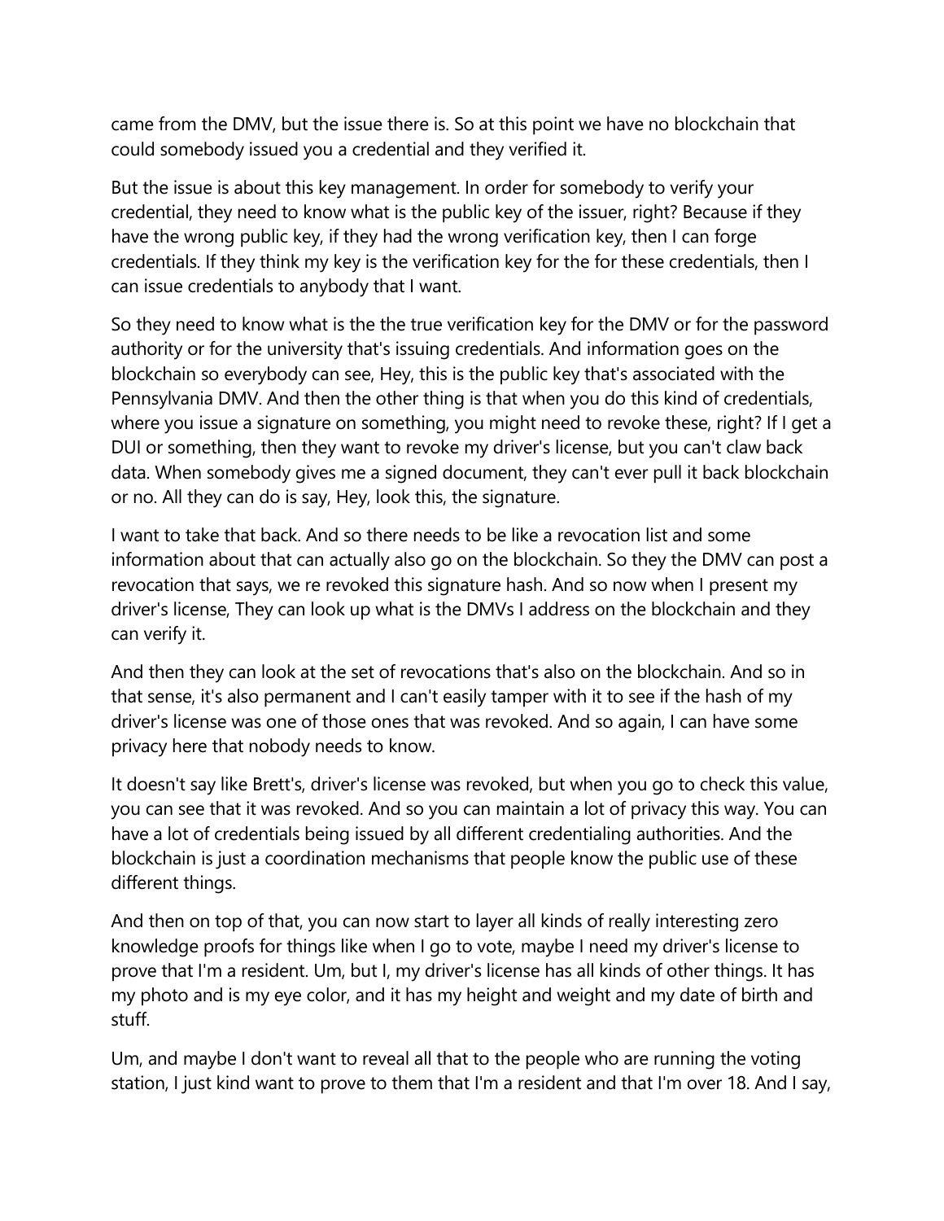came from the DMV, but the issue there is. So at this point we have no blockchain that could somebody issued you a credential and they verified it.

But the issue is about this key management. In order for somebody to verify your credential, they need to know what is the public key of the issuer, right? Because if they have the wrong public key, if they had the wrong verification key, then I can forge credentials. If they think my key is the verification key for the for these credentials, then I can issue credentials to anybody that I want.

So they need to know what is the the true verification key for the DMV or for the password authority or for the university that's issuing credentials. And information goes on the blockchain so everybody can see, Hey, this is the public key that's associated with the Pennsylvania DMV. And then the other thing is that when you do this kind of credentials, where you issue a signature on something, you might need to revoke these, right? If I get a DUI or something, then they want to revoke my driver's license, but you can't claw back data. When somebody gives me a signed document, they can't ever pull it back blockchain or no. All they can do is say, Hey, look this, the signature.

I want to take that back. And so there needs to be like a revocation list and some information about that can actually also go on the blockchain. So they the DMV can post a revocation that says, we re revoked this signature hash. And so now when I present my driver's license, They can look up what is the DMVs I address on the blockchain and they can verify it.

And then they can look at the set of revocations that's also on the blockchain. And so in that sense, it's also permanent and I can't easily tamper with it to see if the hash of my driver's license was one of those ones that was revoked. And so again, I can have some privacy here that nobody needs to know.

It doesn't say like Brett's, driver's license was revoked, but when you go to check this value, you can see that it was revoked. And so you can maintain a lot of privacy this way. You can have a lot of credentials being issued by all different credentialing authorities. And the blockchain is just a coordination mechanisms that people know the public use of these different things.

And then on top of that, you can now start to layer all kinds of really interesting zero knowledge proofs for things like when I go to vote, maybe I need my driver's license to prove that I'm a resident. Um, but I, my driver's license has all kinds of other things. It has my photo and is my eye color, and it has my height and weight and my date of birth and stuff.

Um, and maybe I don't want to reveal all that to the people who are running the voting station, I just kind want to prove to them that I'm a resident and that I'm over 18. And I say,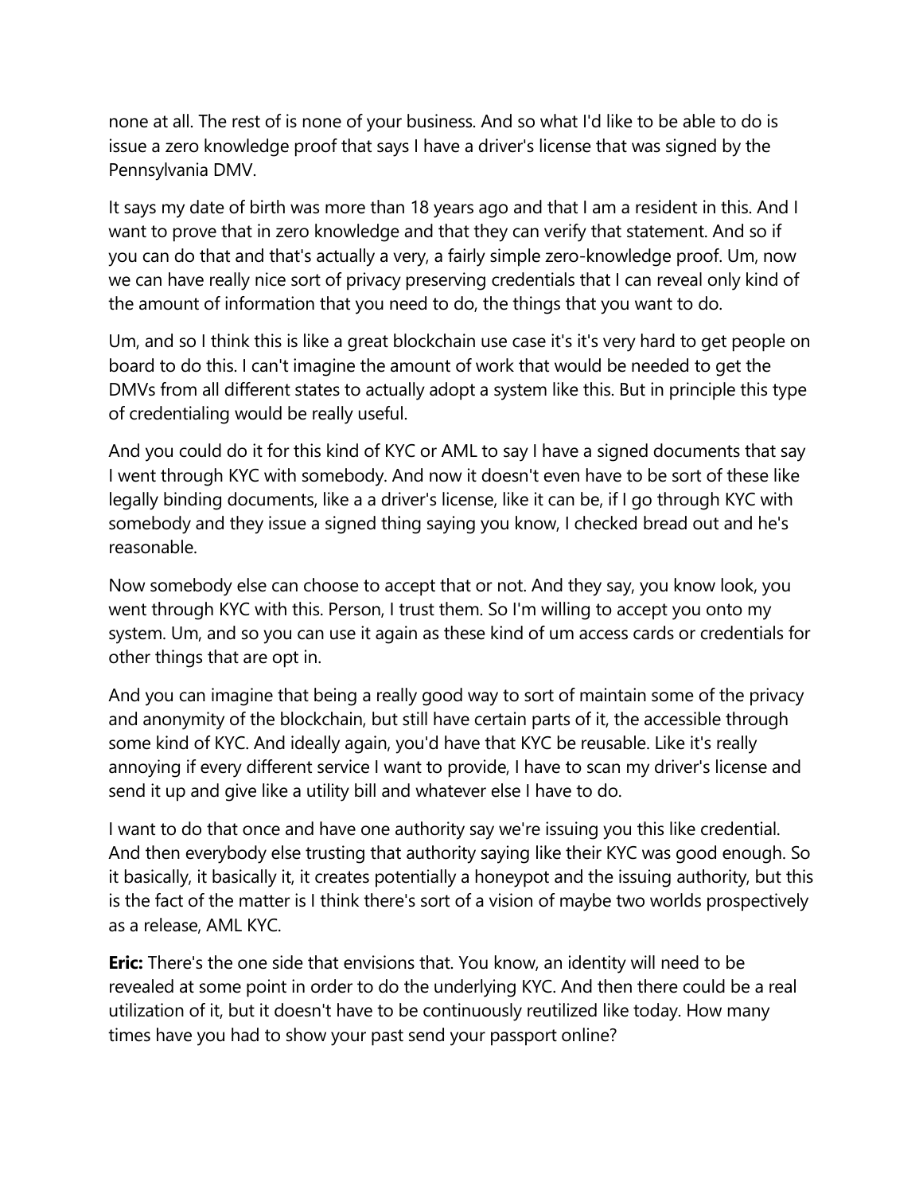none at all. The rest of is none of your business. And so what I'd like to be able to do is issue a zero knowledge proof that says I have a driver's license that was signed by the Pennsylvania DMV.

It says my date of birth was more than 18 years ago and that I am a resident in this. And I want to prove that in zero knowledge and that they can verify that statement. And so if you can do that and that's actually a very, a fairly simple zero-knowledge proof. Um, now we can have really nice sort of privacy preserving credentials that I can reveal only kind of the amount of information that you need to do, the things that you want to do.

Um, and so I think this is like a great blockchain use case it's it's very hard to get people on board to do this. I can't imagine the amount of work that would be needed to get the DMVs from all different states to actually adopt a system like this. But in principle this type of credentialing would be really useful.

And you could do it for this kind of KYC or AML to say I have a signed documents that say I went through KYC with somebody. And now it doesn't even have to be sort of these like legally binding documents, like a a driver's license, like it can be, if I go through KYC with somebody and they issue a signed thing saying you know, I checked bread out and he's reasonable.

Now somebody else can choose to accept that or not. And they say, you know look, you went through KYC with this. Person, I trust them. So I'm willing to accept you onto my system. Um, and so you can use it again as these kind of um access cards or credentials for other things that are opt in.

And you can imagine that being a really good way to sort of maintain some of the privacy and anonymity of the blockchain, but still have certain parts of it, the accessible through some kind of KYC. And ideally again, you'd have that KYC be reusable. Like it's really annoying if every different service I want to provide, I have to scan my driver's license and send it up and give like a utility bill and whatever else I have to do.

I want to do that once and have one authority say we're issuing you this like credential. And then everybody else trusting that authority saying like their KYC was good enough. So it basically, it basically it, it creates potentially a honeypot and the issuing authority, but this is the fact of the matter is I think there's sort of a vision of maybe two worlds prospectively as a release, AML KYC.

**Eric:** There's the one side that envisions that. You know, an identity will need to be revealed at some point in order to do the underlying KYC. And then there could be a real utilization of it, but it doesn't have to be continuously reutilized like today. How many times have you had to show your past send your passport online?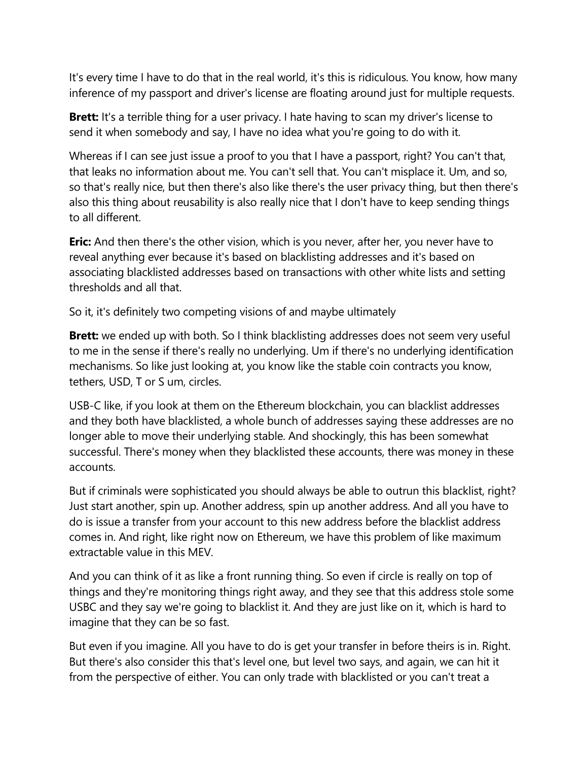It's every time I have to do that in the real world, it's this is ridiculous. You know, how many inference of my passport and driver's license are floating around just for multiple requests.

**Brett:** It's a terrible thing for a user privacy. I hate having to scan my driver's license to send it when somebody and say, I have no idea what you're going to do with it.

Whereas if I can see just issue a proof to you that I have a passport, right? You can't that, that leaks no information about me. You can't sell that. You can't misplace it. Um, and so, so that's really nice, but then there's also like there's the user privacy thing, but then there's also this thing about reusability is also really nice that I don't have to keep sending things to all different.

**Eric:** And then there's the other vision, which is you never, after her, you never have to reveal anything ever because it's based on blacklisting addresses and it's based on associating blacklisted addresses based on transactions with other white lists and setting thresholds and all that.

So it, it's definitely two competing visions of and maybe ultimately

**Brett:** we ended up with both. So I think blacklisting addresses does not seem very useful to me in the sense if there's really no underlying. Um if there's no underlying identification mechanisms. So like just looking at, you know like the stable coin contracts you know, tethers, USD, T or S um, circles.

USB-C like, if you look at them on the Ethereum blockchain, you can blacklist addresses and they both have blacklisted, a whole bunch of addresses saying these addresses are no longer able to move their underlying stable. And shockingly, this has been somewhat successful. There's money when they blacklisted these accounts, there was money in these accounts.

But if criminals were sophisticated you should always be able to outrun this blacklist, right? Just start another, spin up. Another address, spin up another address. And all you have to do is issue a transfer from your account to this new address before the blacklist address comes in. And right, like right now on Ethereum, we have this problem of like maximum extractable value in this MEV.

And you can think of it as like a front running thing. So even if circle is really on top of things and they're monitoring things right away, and they see that this address stole some USBC and they say we're going to blacklist it. And they are just like on it, which is hard to imagine that they can be so fast.

But even if you imagine. All you have to do is get your transfer in before theirs is in. Right. But there's also consider this that's level one, but level two says, and again, we can hit it from the perspective of either. You can only trade with blacklisted or you can't treat a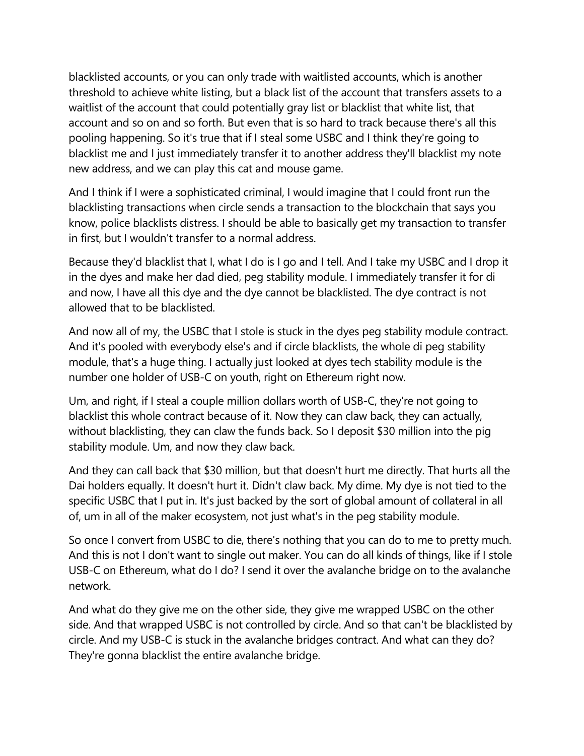blacklisted accounts, or you can only trade with waitlisted accounts, which is another threshold to achieve white listing, but a black list of the account that transfers assets to a waitlist of the account that could potentially gray list or blacklist that white list, that account and so on and so forth. But even that is so hard to track because there's all this pooling happening. So it's true that if I steal some USBC and I think they're going to blacklist me and I just immediately transfer it to another address they'll blacklist my note new address, and we can play this cat and mouse game.

And I think if I were a sophisticated criminal, I would imagine that I could front run the blacklisting transactions when circle sends a transaction to the blockchain that says you know, police blacklists distress. I should be able to basically get my transaction to transfer in first, but I wouldn't transfer to a normal address.

Because they'd blacklist that I, what I do is I go and I tell. And I take my USBC and I drop it in the dyes and make her dad died, peg stability module. I immediately transfer it for di and now, I have all this dye and the dye cannot be blacklisted. The dye contract is not allowed that to be blacklisted.

And now all of my, the USBC that I stole is stuck in the dyes peg stability module contract. And it's pooled with everybody else's and if circle blacklists, the whole di peg stability module, that's a huge thing. I actually just looked at dyes tech stability module is the number one holder of USB-C on youth, right on Ethereum right now.

Um, and right, if I steal a couple million dollars worth of USB-C, they're not going to blacklist this whole contract because of it. Now they can claw back, they can actually, without blacklisting, they can claw the funds back. So I deposit $30 million into the pig stability module. Um, and now they claw back.

And they can call back that $30 million, but that doesn't hurt me directly. That hurts all the Dai holders equally. It doesn't hurt it. Didn't claw back. My dime. My dye is not tied to the specific USBC that I put in. It's just backed by the sort of global amount of collateral in all of, um in all of the maker ecosystem, not just what's in the peg stability module.

So once I convert from USBC to die, there's nothing that you can do to me to pretty much. And this is not I don't want to single out maker. You can do all kinds of things, like if I stole USB-C on Ethereum, what do I do? I send it over the avalanche bridge on to the avalanche network.

And what do they give me on the other side, they give me wrapped USBC on the other side. And that wrapped USBC is not controlled by circle. And so that can't be blacklisted by circle. And my USB-C is stuck in the avalanche bridges contract. And what can they do? They're gonna blacklist the entire avalanche bridge.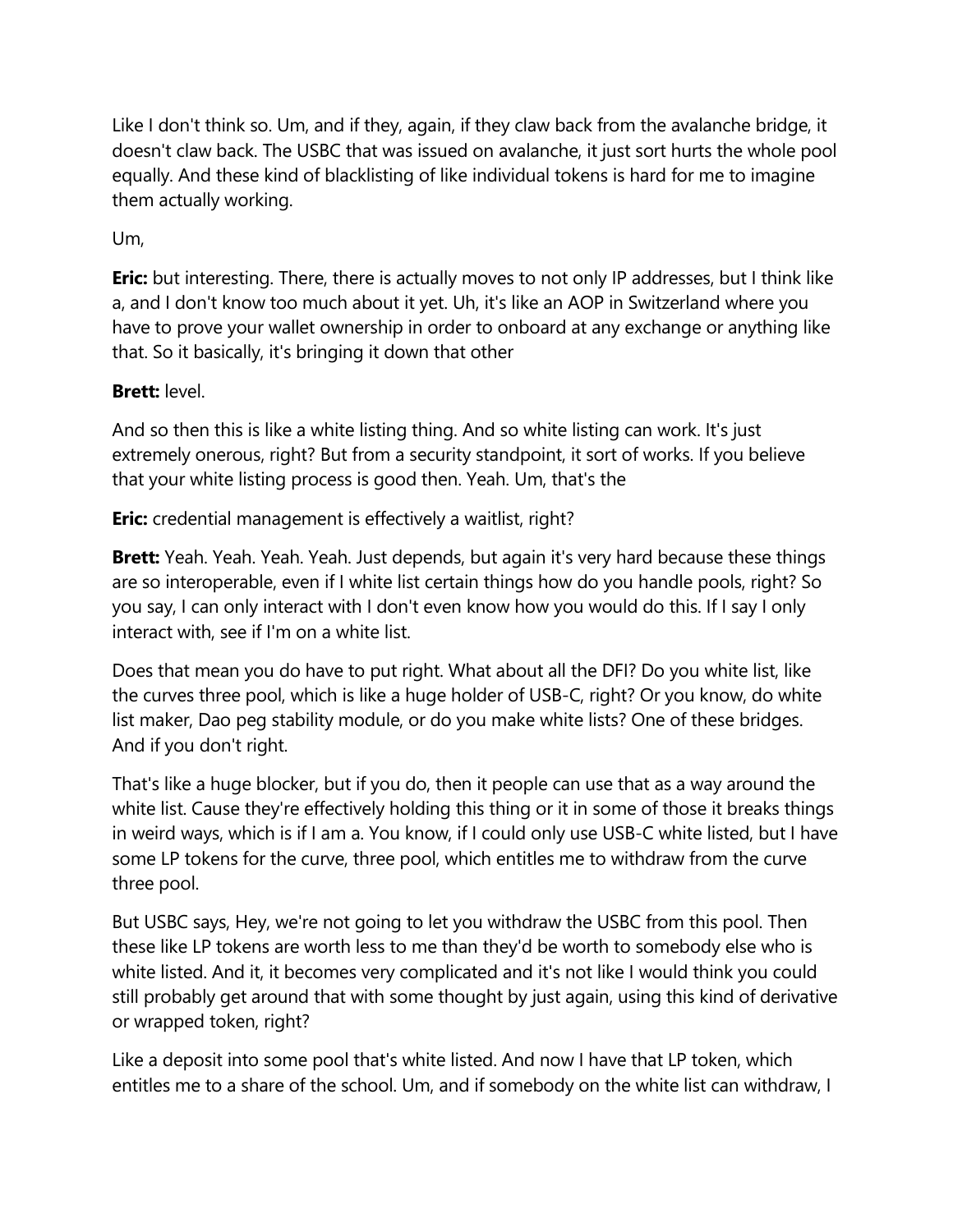Like I don't think so. Um, and if they, again, if they claw back from the avalanche bridge, it doesn't claw back. The USBC that was issued on avalanche, it just sort hurts the whole pool equally. And these kind of blacklisting of like individual tokens is hard for me to imagine them actually working.

Um,

**Eric:** but interesting. There, there is actually moves to not only IP addresses, but I think like a, and I don't know too much about it yet. Uh, it's like an AOP in Switzerland where you have to prove your wallet ownership in order to onboard at any exchange or anything like that. So it basically, it's bringing it down that other

**Brett:** level.

And so then this is like a white listing thing. And so white listing can work. It's just extremely onerous, right? But from a security standpoint, it sort of works. If you believe that your white listing process is good then. Yeah. Um, that's the

**Eric:** credential management is effectively a waitlist, right?

**Brett:** Yeah. Yeah. Yeah. Yeah. Just depends, but again it's very hard because these things are so interoperable, even if I white list certain things how do you handle pools, right? So you say, I can only interact with I don't even know how you would do this. If I say I only interact with, see if I'm on a white list.

Does that mean you do have to put right. What about all the DFI? Do you white list, like the curves three pool, which is like a huge holder of USB-C, right? Or you know, do white list maker, Dao peg stability module, or do you make white lists? One of these bridges. And if you don't right.

That's like a huge blocker, but if you do, then it people can use that as a way around the white list. Cause they're effectively holding this thing or it in some of those it breaks things in weird ways, which is if I am a. You know, if I could only use USB-C white listed, but I have some LP tokens for the curve, three pool, which entitles me to withdraw from the curve three pool.

But USBC says, Hey, we're not going to let you withdraw the USBC from this pool. Then these like LP tokens are worth less to me than they'd be worth to somebody else who is white listed. And it, it becomes very complicated and it's not like I would think you could still probably get around that with some thought by just again, using this kind of derivative or wrapped token, right?

Like a deposit into some pool that's white listed. And now I have that LP token, which entitles me to a share of the school. Um, and if somebody on the white list can withdraw, I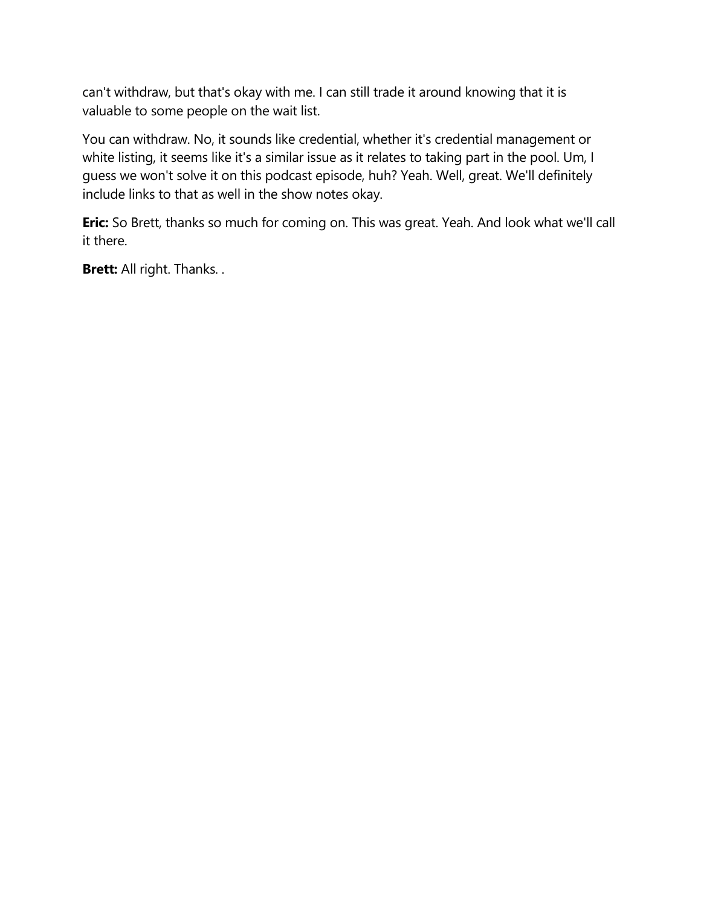can't withdraw, but that's okay with me. I can still trade it around knowing that it is valuable to some people on the wait list.

You can withdraw. No, it sounds like credential, whether it's credential management or white listing, it seems like it's a similar issue as it relates to taking part in the pool. Um, I guess we won't solve it on this podcast episode, huh? Yeah. Well, great. We'll definitely include links to that as well in the show notes okay.

**Eric:** So Brett, thanks so much for coming on. This was great. Yeah. And look what we'll call it there.

**Brett:** All right. Thanks. .